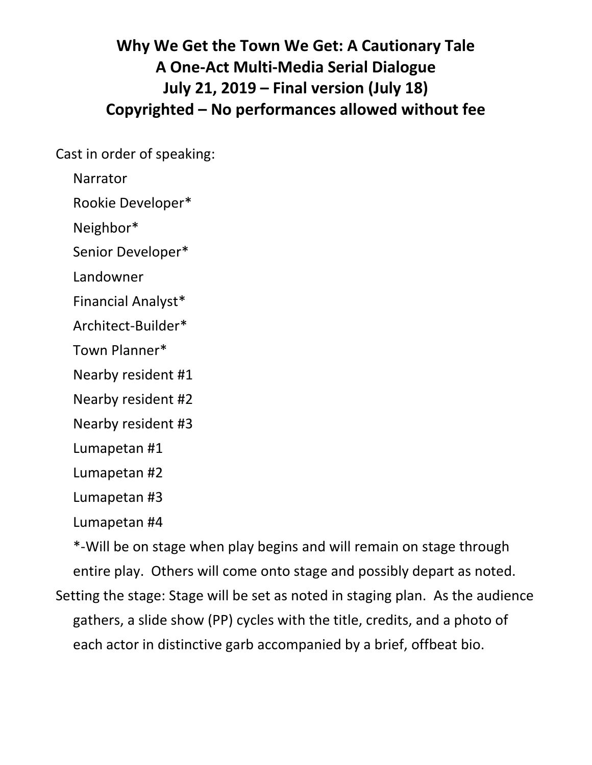# Why We Get the Town We Get: A Cautionary Tale
## A One-Act Multi-Media Serial Dialogue
## July 21, 2019 – Final version (July 18)
## Copyrighted – No performances allowed without fee

Cast in order of speaking:

- Narrator
- Rookie Developer*
- Neighbor*
- Senior Developer*
- Landowner
- Financial Analyst*
- Architect-Builder*
- Town Planner*
- Nearby resident #1
- Nearby resident #2
- Nearby resident #3
- Lumapetan #1
- Lumapetan #2
- Lumapetan #3
- Lumapetan #4

*-Will be on stage when play begins and will remain on stage through entire play. Others will come onto stage and possibly depart as noted.

Setting the stage: Stage will be set as noted in staging plan. As the audience gathers, a slide show (PP) cycles with the title, credits, and a photo of each actor in distinctive garb accompanied by a brief, offbeat bio.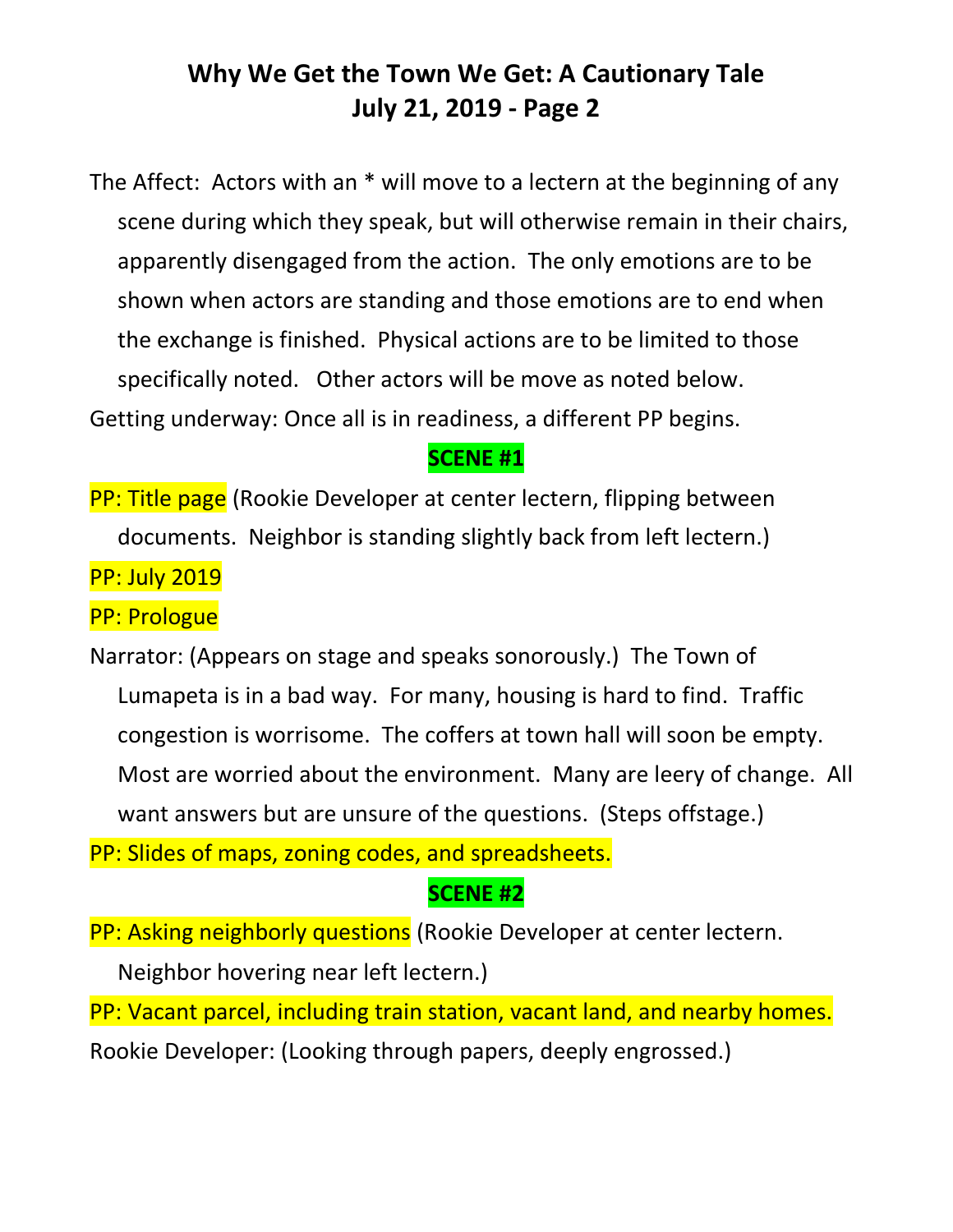The Affect: Actors with an * will move to a lectern at the beginning of any scene during which they speak, but will otherwise remain in their chairs, apparently disengaged from the action. The only emotions are to be shown when actors are standing and those emotions are to end when the exchange is finished. Physical actions are to be limited to those specifically noted. Other actors will be move as noted below.

Getting underway: Once all is in readiness, a different PP begins.

**SCENE #1**

PP: Title page (Rookie Developer at center lectern, flipping between documents. Neighbor is standing slightly back from left lectern.)

PP: July 2019

PP: Prologue

Narrator: (Appears on stage and speaks sonorously.) The Town of Lumapeta is in a bad way. For many, housing is hard to find. Traffic congestion is worrisome. The coffers at town hall will soon be empty. Most are worried about the environment. Many are leery of change. All want answers but are unsure of the questions. (Steps offstage.)

PP: Slides of maps, zoning codes, and spreadsheets.

**SCENE #2**

PP: Asking neighborly questions (Rookie Developer at center lectern. Neighbor hovering near left lectern.)

PP: Vacant parcel, including train station, vacant land, and nearby homes.

Rookie Developer: (Looking through papers, deeply engrossed.)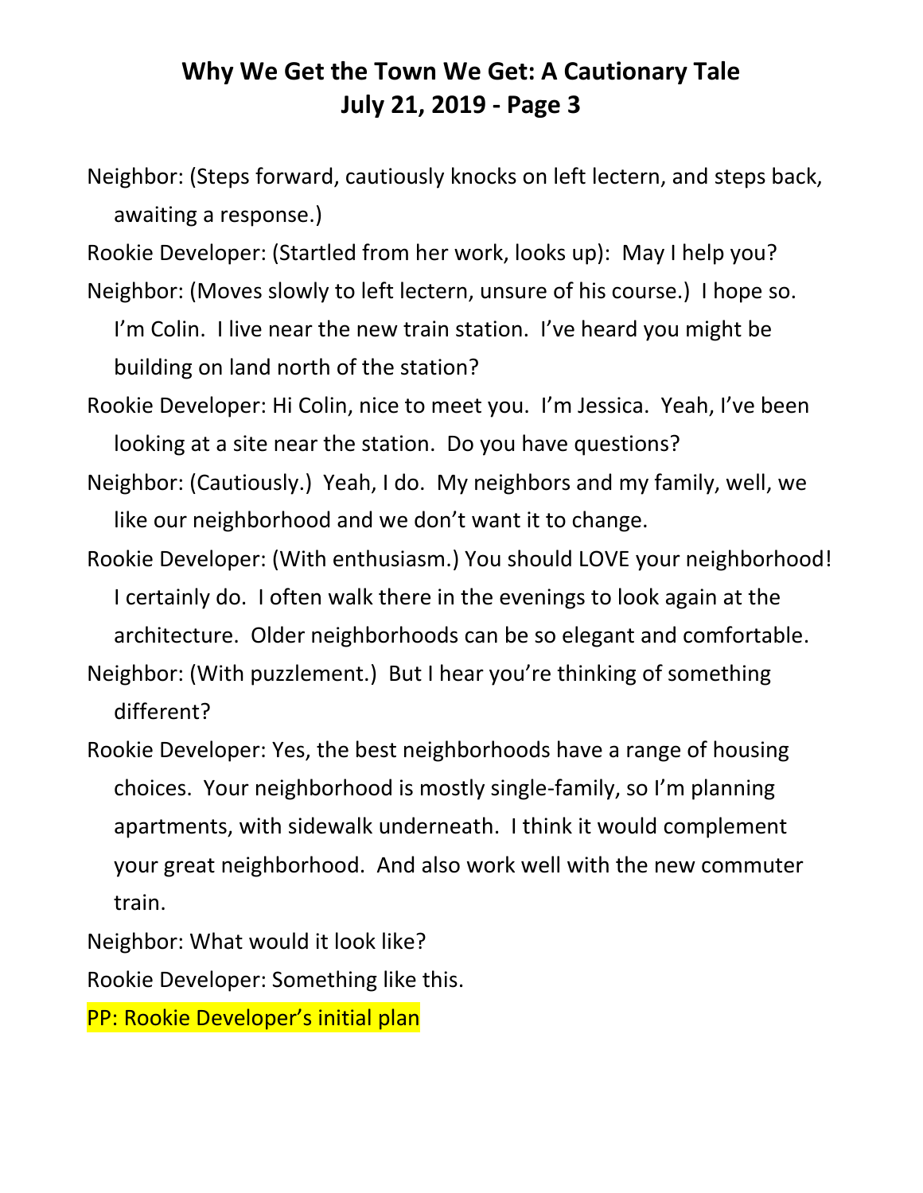Neighbor: (Steps forward, cautiously knocks on left lectern, and steps back, awaiting a response.)

Rookie Developer: (Startled from her work, looks up): May I help you?

Neighbor: (Moves slowly to left lectern, unsure of his course.) I hope so. I'm Colin. I live near the new train station. I've heard you might be building on land north of the station?

Rookie Developer: Hi Colin, nice to meet you. I'm Jessica. Yeah, I've been looking at a site near the station. Do you have questions?

Neighbor: (Cautiously.) Yeah, I do. My neighbors and my family, well, we like our neighborhood and we don't want it to change.

Rookie Developer: (With enthusiasm.) You should LOVE your neighborhood! I certainly do. I often walk there in the evenings to look again at the architecture. Older neighborhoods can be so elegant and comfortable.

Neighbor: (With puzzlement.) But I hear you're thinking of something different?

Rookie Developer: Yes, the best neighborhoods have a range of housing choices. Your neighborhood is mostly single-family, so I'm planning apartments, with sidewalk underneath. I think it would complement your great neighborhood. And also work well with the new commuter train.

Neighbor: What would it look like?

Rookie Developer: Something like this.

PP: Rookie Developer's initial plan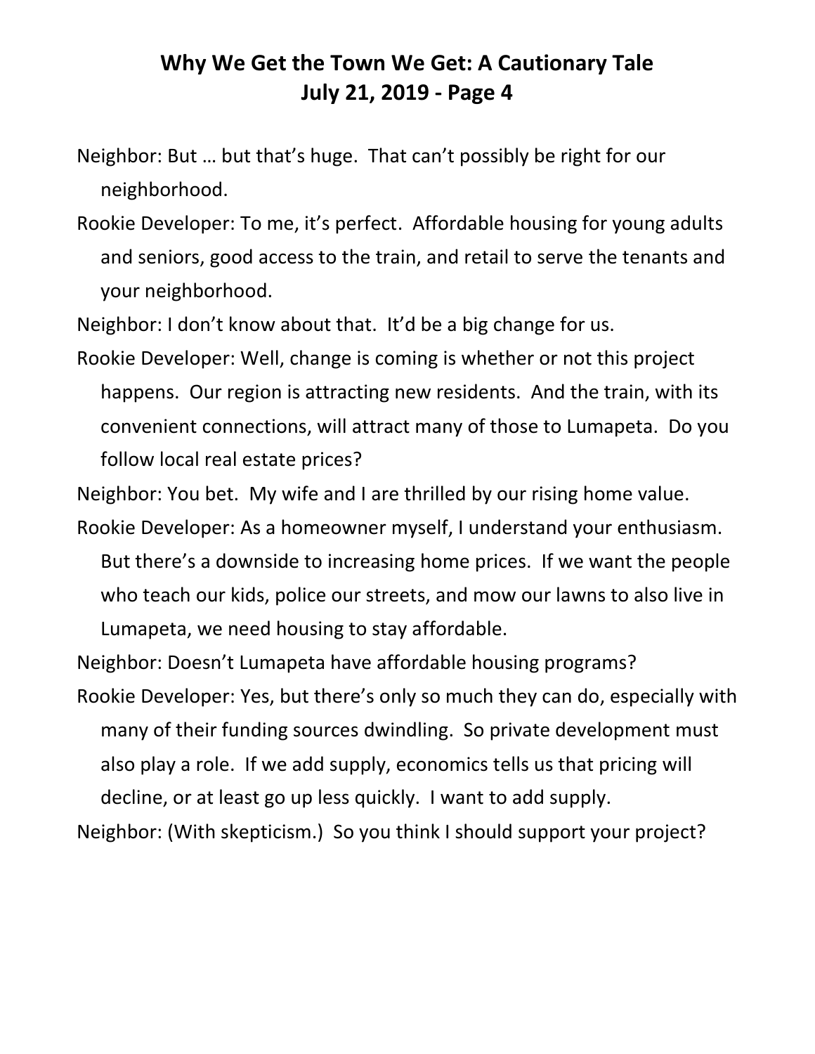Neighbor: But … but that's huge. That can't possibly be right for our neighborhood.

Rookie Developer: To me, it's perfect. Affordable housing for young adults and seniors, good access to the train, and retail to serve the tenants and your neighborhood.

Neighbor: I don't know about that. It'd be a big change for us.

Rookie Developer: Well, change is coming is whether or not this project happens. Our region is attracting new residents. And the train, with its convenient connections, will attract many of those to Lumapeta. Do you follow local real estate prices?

Neighbor: You bet. My wife and I are thrilled by our rising home value.

Rookie Developer: As a homeowner myself, I understand your enthusiasm. But there's a downside to increasing home prices. If we want the people who teach our kids, police our streets, and mow our lawns to also live in Lumapeta, we need housing to stay affordable.

Neighbor: Doesn't Lumapeta have affordable housing programs?

Rookie Developer: Yes, but there's only so much they can do, especially with many of their funding sources dwindling. So private development must also play a role. If we add supply, economics tells us that pricing will decline, or at least go up less quickly. I want to add supply.

Neighbor: (With skepticism.) So you think I should support your project?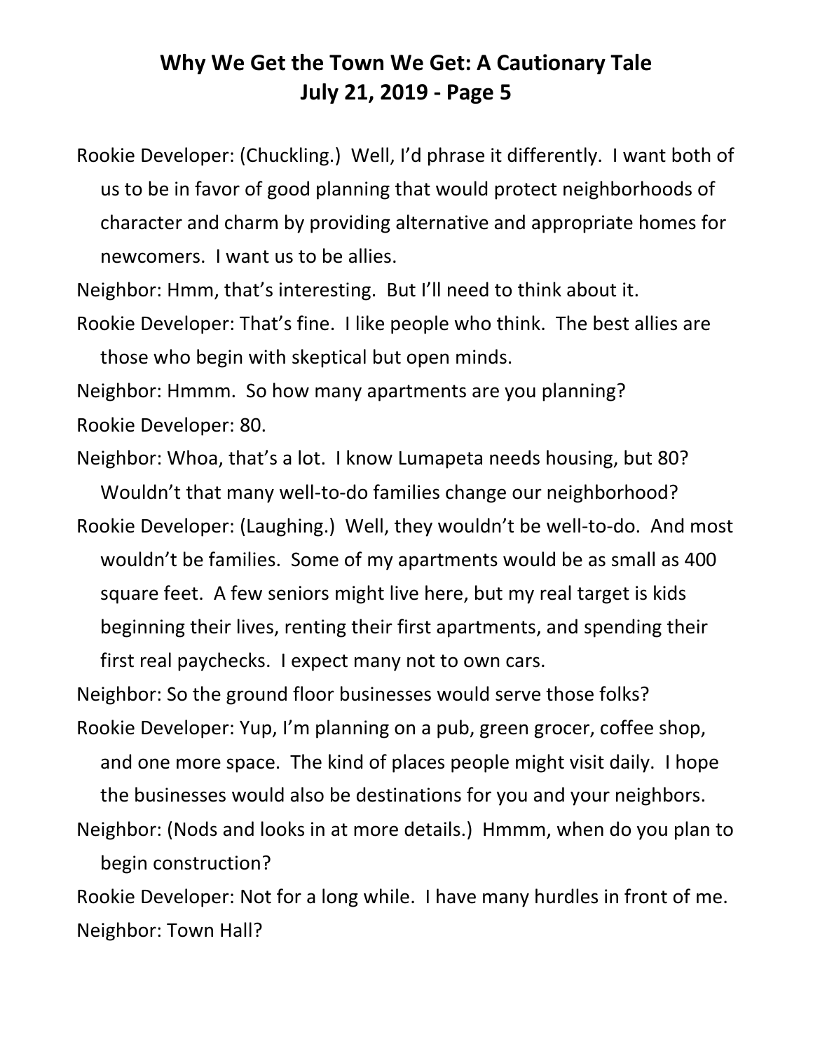Rookie Developer: (Chuckling.) Well, I'd phrase it differently. I want both of us to be in favor of good planning that would protect neighborhoods of character and charm by providing alternative and appropriate homes for newcomers. I want us to be allies.

Neighbor: Hmm, that's interesting. But I'll need to think about it.

Rookie Developer: That's fine. I like people who think. The best allies are those who begin with skeptical but open minds.

Neighbor: Hmmm. So how many apartments are you planning?

Rookie Developer: 80.

Neighbor: Whoa, that's a lot. I know Lumapeta needs housing, but 80? Wouldn't that many well-to-do families change our neighborhood?

Rookie Developer: (Laughing.) Well, they wouldn't be well-to-do. And most wouldn't be families. Some of my apartments would be as small as 400 square feet. A few seniors might live here, but my real target is kids beginning their lives, renting their first apartments, and spending their first real paychecks. I expect many not to own cars.

Neighbor: So the ground floor businesses would serve those folks?

Rookie Developer: Yup, I'm planning on a pub, green grocer, coffee shop, and one more space. The kind of places people might visit daily. I hope the businesses would also be destinations for you and your neighbors.

Neighbor: (Nods and looks in at more details.) Hmmm, when do you plan to begin construction?

Rookie Developer: Not for a long while. I have many hurdles in front of me.

Neighbor: Town Hall?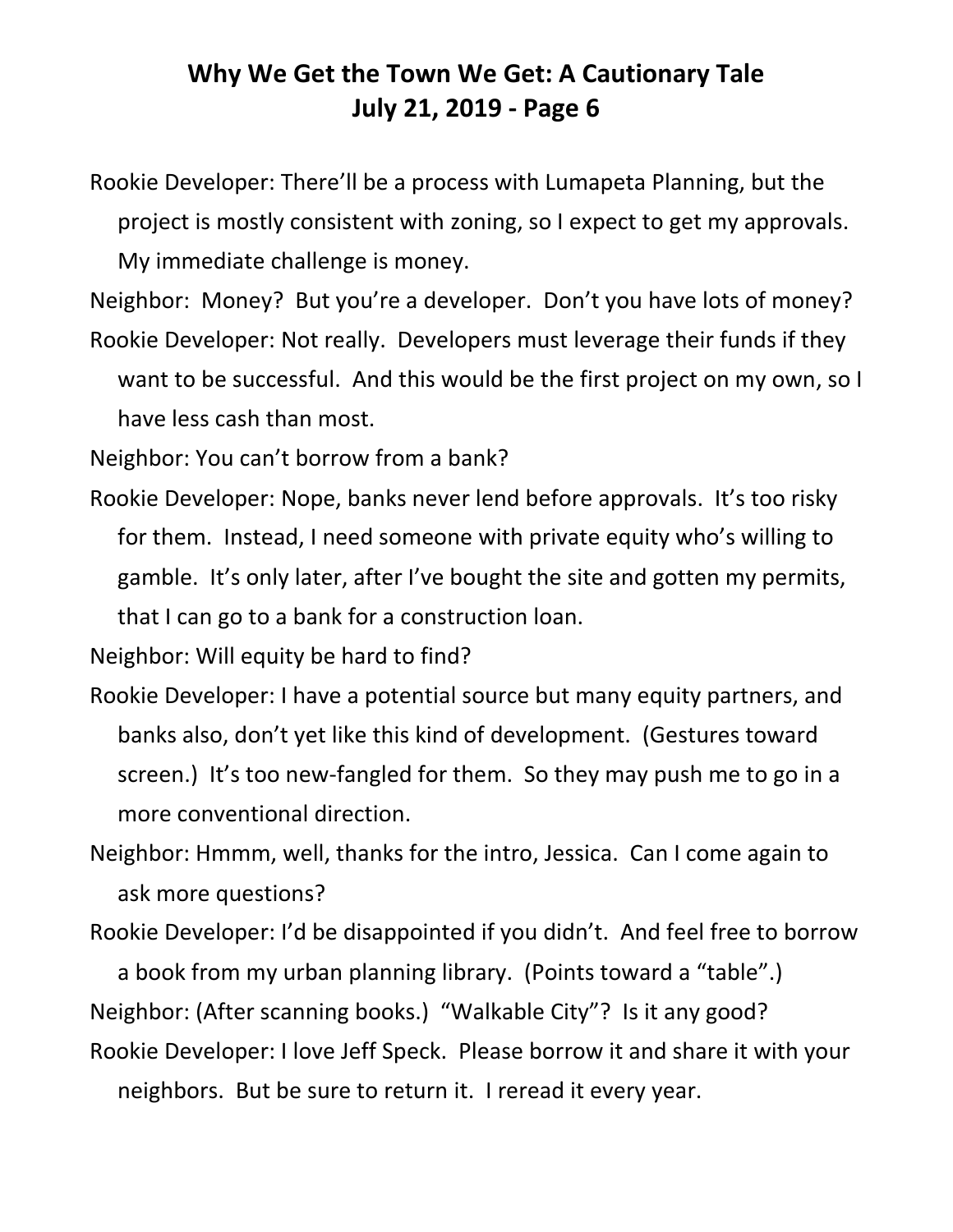Rookie Developer: There'll be a process with Lumapeta Planning, but the project is mostly consistent with zoning, so I expect to get my approvals. My immediate challenge is money.

Neighbor: Money? But you're a developer. Don't you have lots of money?

Rookie Developer: Not really. Developers must leverage their funds if they want to be successful. And this would be the first project on my own, so I have less cash than most.

Neighbor: You can't borrow from a bank?

Rookie Developer: Nope, banks never lend before approvals. It's too risky for them. Instead, I need someone with private equity who's willing to gamble. It's only later, after I've bought the site and gotten my permits, that I can go to a bank for a construction loan.

Neighbor: Will equity be hard to find?

Rookie Developer: I have a potential source but many equity partners, and banks also, don't yet like this kind of development. (Gestures toward screen.) It's too new-fangled for them. So they may push me to go in a more conventional direction.

Neighbor: Hmmm, well, thanks for the intro, Jessica. Can I come again to ask more questions?

Rookie Developer: I'd be disappointed if you didn't. And feel free to borrow a book from my urban planning library. (Points toward a "table".)

Neighbor: (After scanning books.) "Walkable City"? Is it any good?

Rookie Developer: I love Jeff Speck. Please borrow it and share it with your neighbors. But be sure to return it. I reread it every year.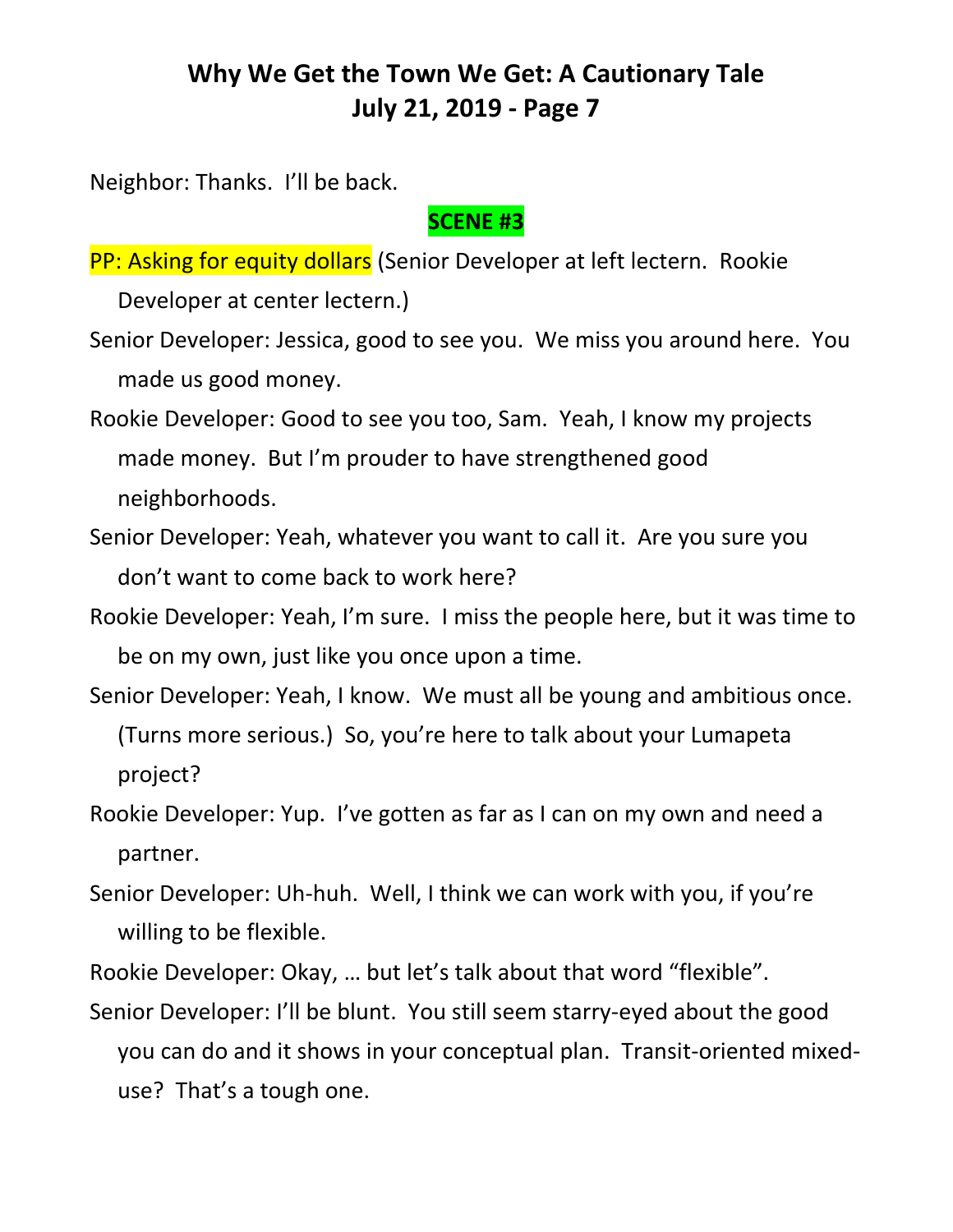Neighbor: Thanks. I'll be back.

**SCENE #3**

PP: Asking for equity dollars (Senior Developer at left lectern. Rookie Developer at center lectern.)

Senior Developer: Jessica, good to see you. We miss you around here. You made us good money.

Rookie Developer: Good to see you too, Sam. Yeah, I know my projects made money. But I'm prouder to have strengthened good neighborhoods.

Senior Developer: Yeah, whatever you want to call it. Are you sure you don't want to come back to work here?

Rookie Developer: Yeah, I'm sure. I miss the people here, but it was time to be on my own, just like you once upon a time.

Senior Developer: Yeah, I know. We must all be young and ambitious once. (Turns more serious.) So, you're here to talk about your Lumapeta project?

Rookie Developer: Yup. I've gotten as far as I can on my own and need a partner.

Senior Developer: Uh-huh. Well, I think we can work with you, if you're willing to be flexible.

Rookie Developer: Okay, … but let's talk about that word "flexible".

Senior Developer: I'll be blunt. You still seem starry-eyed about the good you can do and it shows in your conceptual plan. Transit-oriented mixed-use? That's a tough one.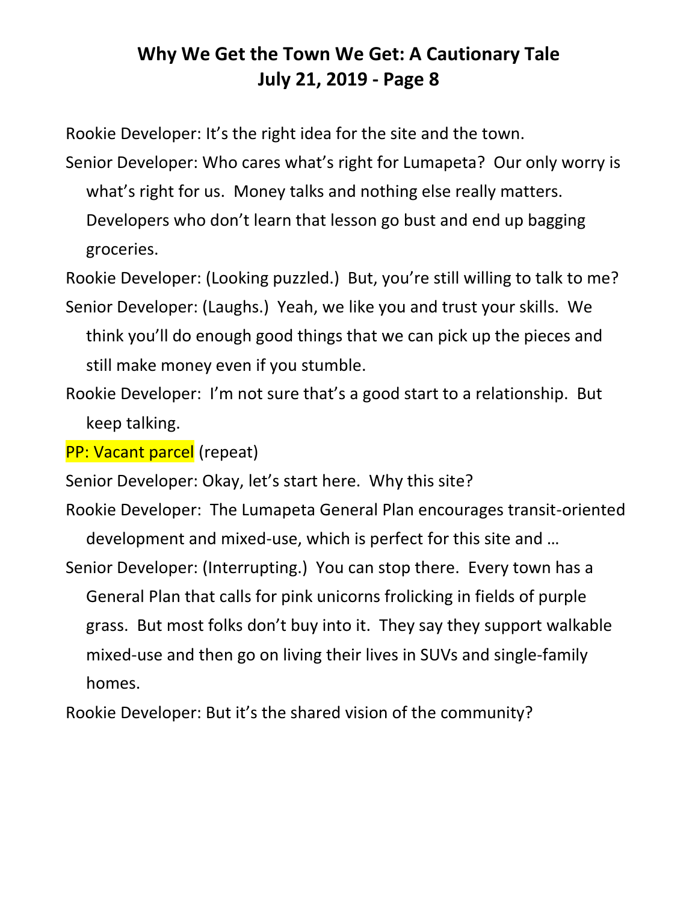Rookie Developer: It's the right idea for the site and the town.

Senior Developer: Who cares what's right for Lumapeta? Our only worry is what's right for us. Money talks and nothing else really matters. Developers who don't learn that lesson go bust and end up bagging groceries.

Rookie Developer: (Looking puzzled.) But, you're still willing to talk to me?

Senior Developer: (Laughs.) Yeah, we like you and trust your skills. We think you'll do enough good things that we can pick up the pieces and still make money even if you stumble.

Rookie Developer: I'm not sure that's a good start to a relationship. But keep talking.

PP: Vacant parcel (repeat)

Senior Developer: Okay, let's start here. Why this site?

Rookie Developer: The Lumapeta General Plan encourages transit-oriented development and mixed-use, which is perfect for this site and …

Senior Developer: (Interrupting.) You can stop there. Every town has a General Plan that calls for pink unicorns frolicking in fields of purple grass. But most folks don't buy into it. They say they support walkable mixed-use and then go on living their lives in SUVs and single-family homes.

Rookie Developer: But it's the shared vision of the community?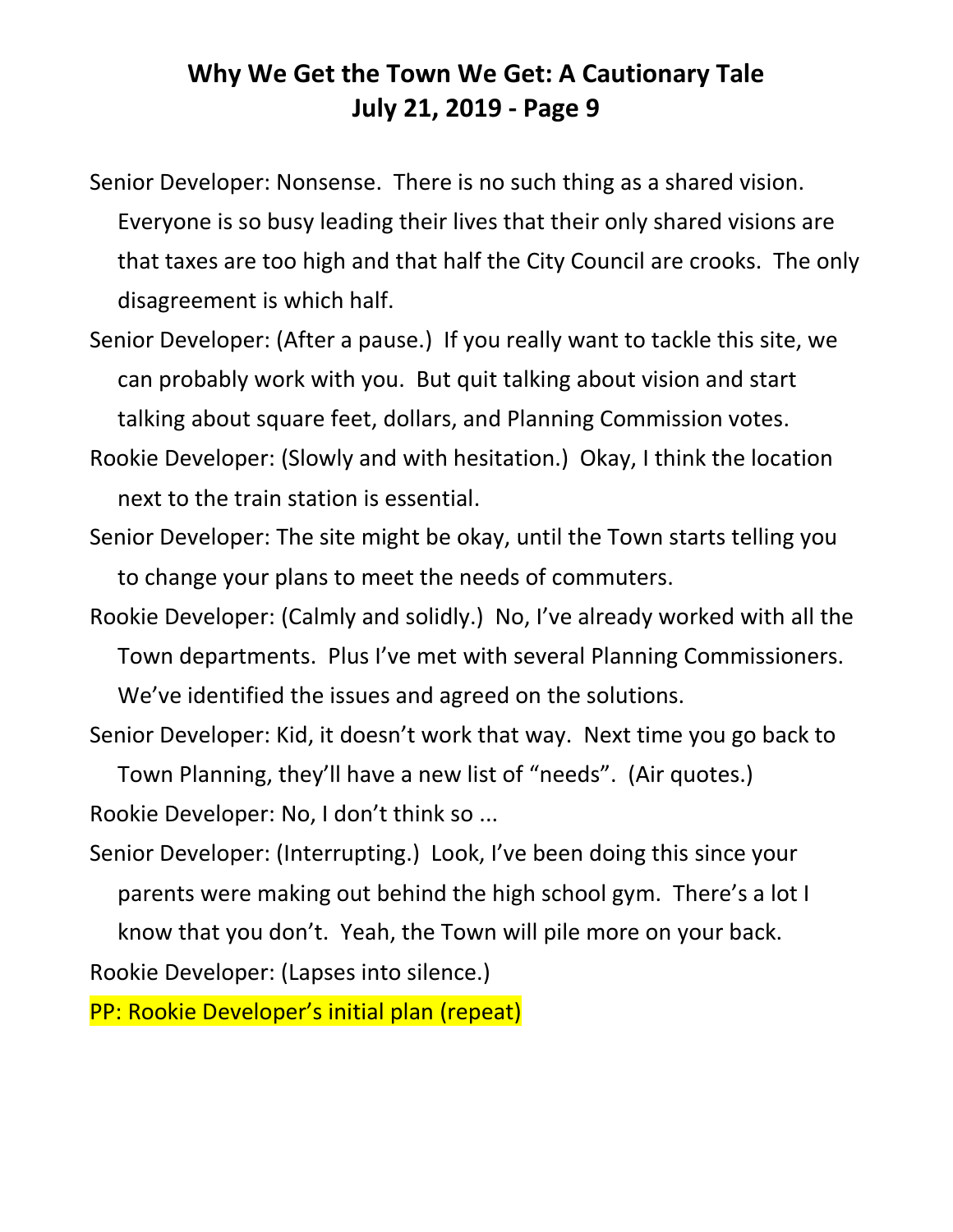Senior Developer: Nonsense. There is no such thing as a shared vision. Everyone is so busy leading their lives that their only shared visions are that taxes are too high and that half the City Council are crooks. The only disagreement is which half.

Senior Developer: (After a pause.) If you really want to tackle this site, we can probably work with you. But quit talking about vision and start talking about square feet, dollars, and Planning Commission votes.

Rookie Developer: (Slowly and with hesitation.) Okay, I think the location next to the train station is essential.

Senior Developer: The site might be okay, until the Town starts telling you to change your plans to meet the needs of commuters.

Rookie Developer: (Calmly and solidly.) No, I've already worked with all the Town departments. Plus I've met with several Planning Commissioners. We've identified the issues and agreed on the solutions.

Senior Developer: Kid, it doesn't work that way. Next time you go back to Town Planning, they'll have a new list of "needs". (Air quotes.)

Rookie Developer: No, I don't think so ...

Senior Developer: (Interrupting.) Look, I've been doing this since your parents were making out behind the high school gym. There's a lot I know that you don't. Yeah, the Town will pile more on your back.

Rookie Developer: (Lapses into silence.)

PP: Rookie Developer's initial plan (repeat)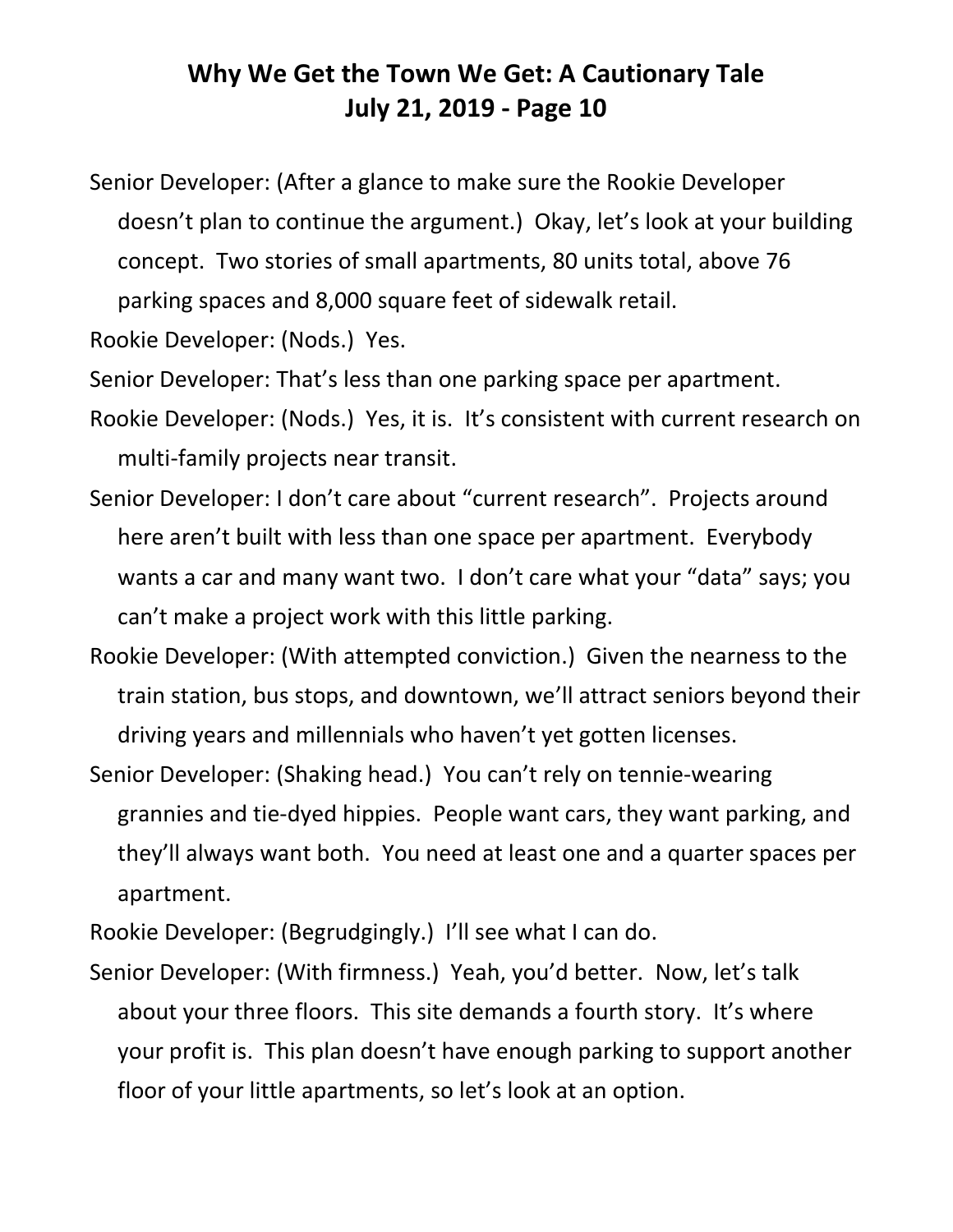Senior Developer: (After a glance to make sure the Rookie Developer doesn't plan to continue the argument.) Okay, let's look at your building concept. Two stories of small apartments, 80 units total, above 76 parking spaces and 8,000 square feet of sidewalk retail.

Rookie Developer: (Nods.) Yes.

Senior Developer: That's less than one parking space per apartment.

Rookie Developer: (Nods.) Yes, it is. It's consistent with current research on multi-family projects near transit.

Senior Developer: I don't care about "current research". Projects around here aren't built with less than one space per apartment. Everybody wants a car and many want two. I don't care what your "data" says; you can't make a project work with this little parking.

Rookie Developer: (With attempted conviction.) Given the nearness to the train station, bus stops, and downtown, we'll attract seniors beyond their driving years and millennials who haven't yet gotten licenses.

Senior Developer: (Shaking head.) You can't rely on tennie-wearing grannies and tie-dyed hippies. People want cars, they want parking, and they'll always want both. You need at least one and a quarter spaces per apartment.

Rookie Developer: (Begrudgingly.) I'll see what I can do.

Senior Developer: (With firmness.) Yeah, you'd better. Now, let's talk about your three floors. This site demands a fourth story. It's where your profit is. This plan doesn't have enough parking to support another floor of your little apartments, so let's look at an option.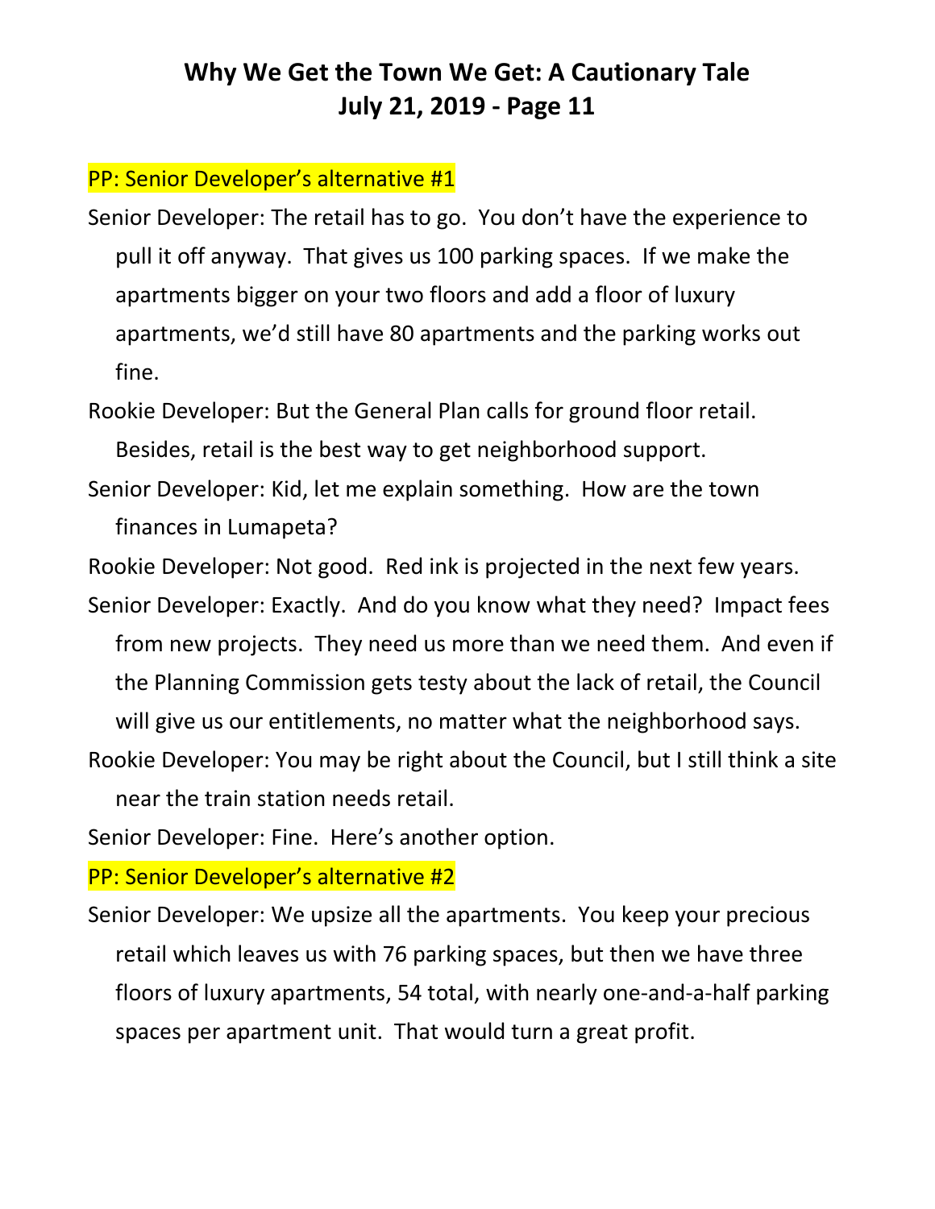PP: Senior Developer's alternative #1

Senior Developer: The retail has to go. You don't have the experience to pull it off anyway. That gives us 100 parking spaces. If we make the apartments bigger on your two floors and add a floor of luxury apartments, we'd still have 80 apartments and the parking works out fine.

Rookie Developer: But the General Plan calls for ground floor retail. Besides, retail is the best way to get neighborhood support.

Senior Developer: Kid, let me explain something. How are the town finances in Lumapeta?

Rookie Developer: Not good. Red ink is projected in the next few years.

Senior Developer: Exactly. And do you know what they need? Impact fees from new projects. They need us more than we need them. And even if the Planning Commission gets testy about the lack of retail, the Council will give us our entitlements, no matter what the neighborhood says.

Rookie Developer: You may be right about the Council, but I still think a site near the train station needs retail.

Senior Developer: Fine. Here's another option.

PP: Senior Developer's alternative #2

Senior Developer: We upsize all the apartments. You keep your precious retail which leaves us with 76 parking spaces, but then we have three floors of luxury apartments, 54 total, with nearly one-and-a-half parking spaces per apartment unit. That would turn a great profit.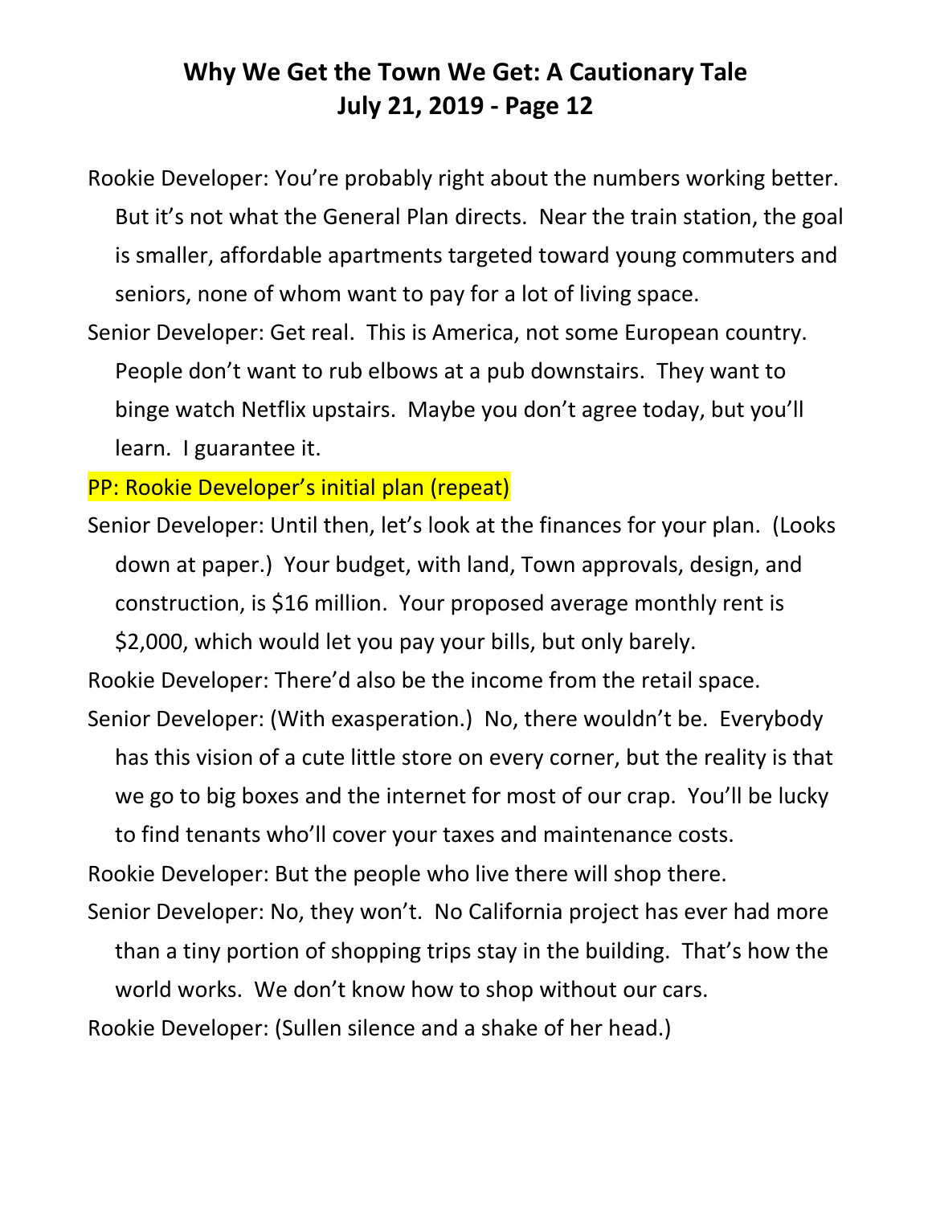Rookie Developer: You're probably right about the numbers working better. But it's not what the General Plan directs. Near the train station, the goal is smaller, affordable apartments targeted toward young commuters and seniors, none of whom want to pay for a lot of living space.

Senior Developer: Get real. This is America, not some European country. People don't want to rub elbows at a pub downstairs. They want to binge watch Netflix upstairs. Maybe you don't agree today, but you'll learn. I guarantee it.

PP: Rookie Developer's initial plan (repeat)

Senior Developer: Until then, let's look at the finances for your plan. (Looks down at paper.) Your budget, with land, Town approvals, design, and construction, is $16 million. Your proposed average monthly rent is $2,000, which would let you pay your bills, but only barely.

Rookie Developer: There'd also be the income from the retail space.

Senior Developer: (With exasperation.) No, there wouldn't be. Everybody has this vision of a cute little store on every corner, but the reality is that we go to big boxes and the internet for most of our crap. You'll be lucky to find tenants who'll cover your taxes and maintenance costs.

Rookie Developer: But the people who live there will shop there.

Senior Developer: No, they won't. No California project has ever had more than a tiny portion of shopping trips stay in the building. That's how the world works. We don't know how to shop without our cars.

Rookie Developer: (Sullen silence and a shake of her head.)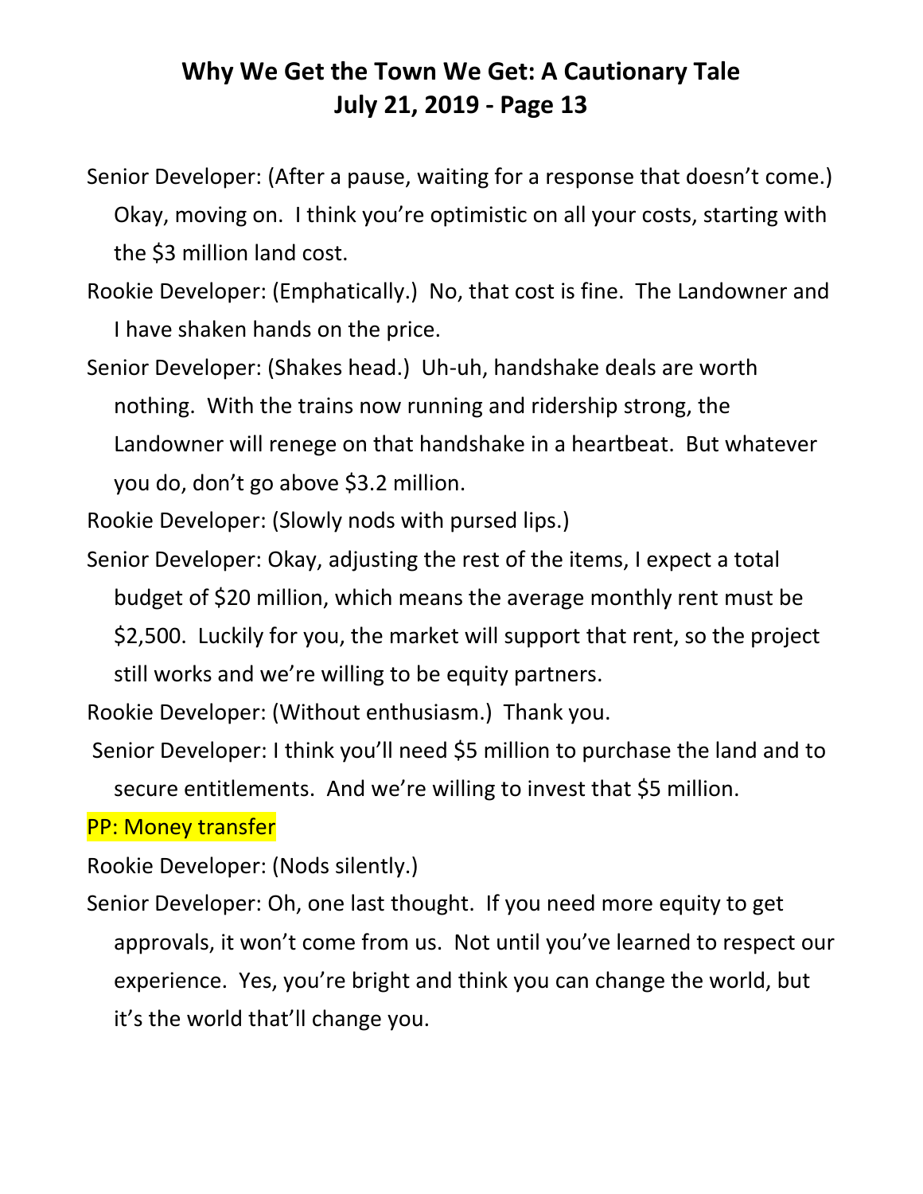Senior Developer: (After a pause, waiting for a response that doesn't come.) Okay, moving on. I think you're optimistic on all your costs, starting with the $3 million land cost.

Rookie Developer: (Emphatically.) No, that cost is fine. The Landowner and I have shaken hands on the price.

Senior Developer: (Shakes head.) Uh-uh, handshake deals are worth nothing. With the trains now running and ridership strong, the Landowner will renege on that handshake in a heartbeat. But whatever you do, don't go above $3.2 million.

Rookie Developer: (Slowly nods with pursed lips.)

Senior Developer: Okay, adjusting the rest of the items, I expect a total budget of $20 million, which means the average monthly rent must be $2,500. Luckily for you, the market will support that rent, so the project still works and we're willing to be equity partners.

Rookie Developer: (Without enthusiasm.) Thank you.

Senior Developer: I think you'll need $5 million to purchase the land and to secure entitlements. And we're willing to invest that $5 million.

PP: Money transfer

Rookie Developer: (Nods silently.)

Senior Developer: Oh, one last thought. If you need more equity to get approvals, it won't come from us. Not until you've learned to respect our experience. Yes, you're bright and think you can change the world, but it's the world that'll change you.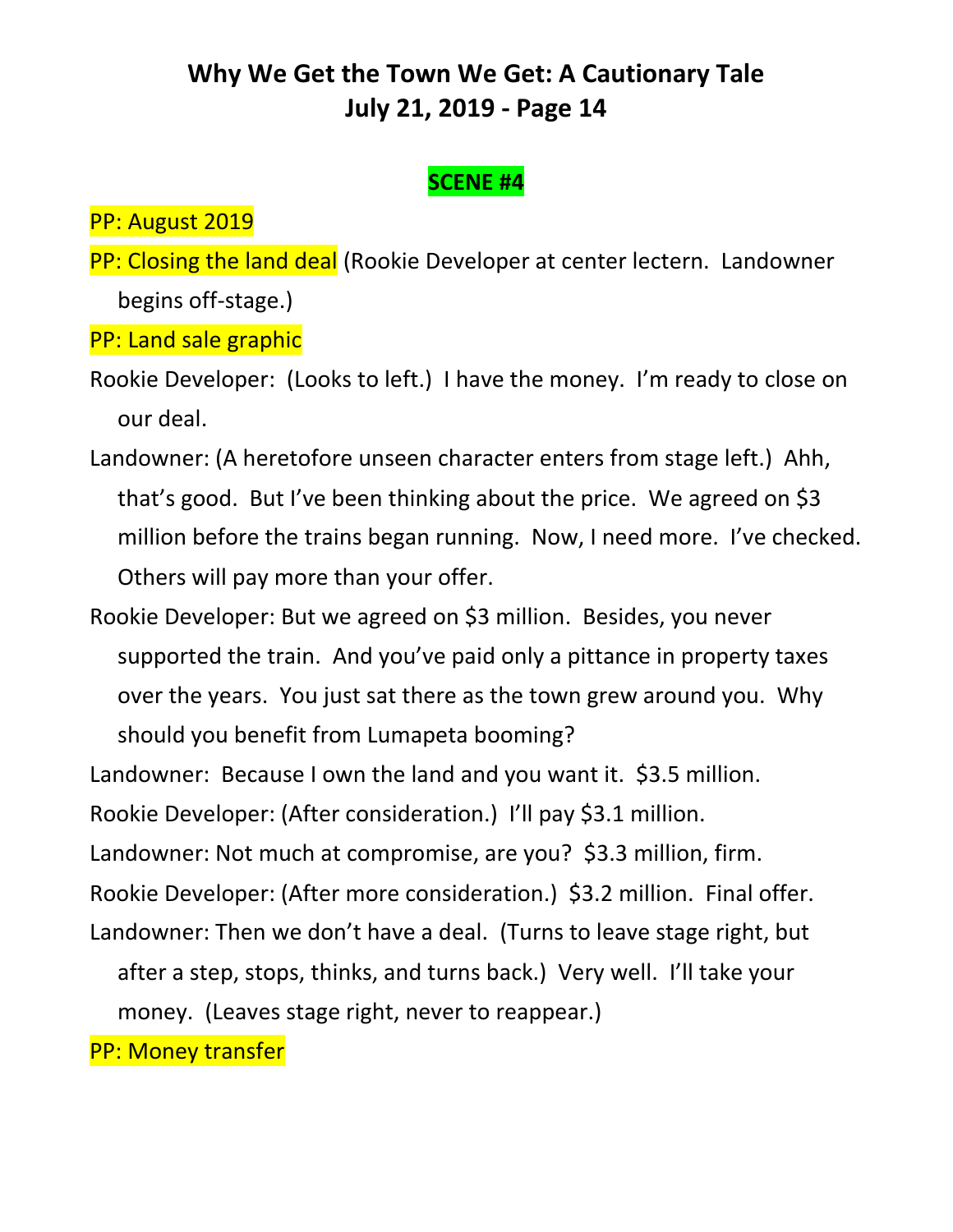# Why We Get the Town We Get: A Cautionary Tale
# July 21, 2019 - Page 14

**SCENE #4**

PP: August 2019

PP: Closing the land deal (Rookie Developer at center lectern. Landowner begins off-stage.)

PP: Land sale graphic

Rookie Developer: (Looks to left.) I have the money. I'm ready to close on our deal.

Landowner: (A heretofore unseen character enters from stage left.) Ahh, that's good. But I've been thinking about the price. We agreed on $3 million before the trains began running. Now, I need more. I've checked. Others will pay more than your offer.

Rookie Developer: But we agreed on $3 million. Besides, you never supported the train. And you've paid only a pittance in property taxes over the years. You just sat there as the town grew around you. Why should you benefit from Lumapeta booming?

Landowner: Because I own the land and you want it. $3.5 million.

Rookie Developer: (After consideration.) I'll pay $3.1 million.

Landowner: Not much at compromise, are you? $3.3 million, firm.

Rookie Developer: (After more consideration.) $3.2 million. Final offer.

Landowner: Then we don't have a deal. (Turns to leave stage right, but after a step, stops, thinks, and turns back.) Very well. I'll take your money. (Leaves stage right, never to reappear.)

PP: Money transfer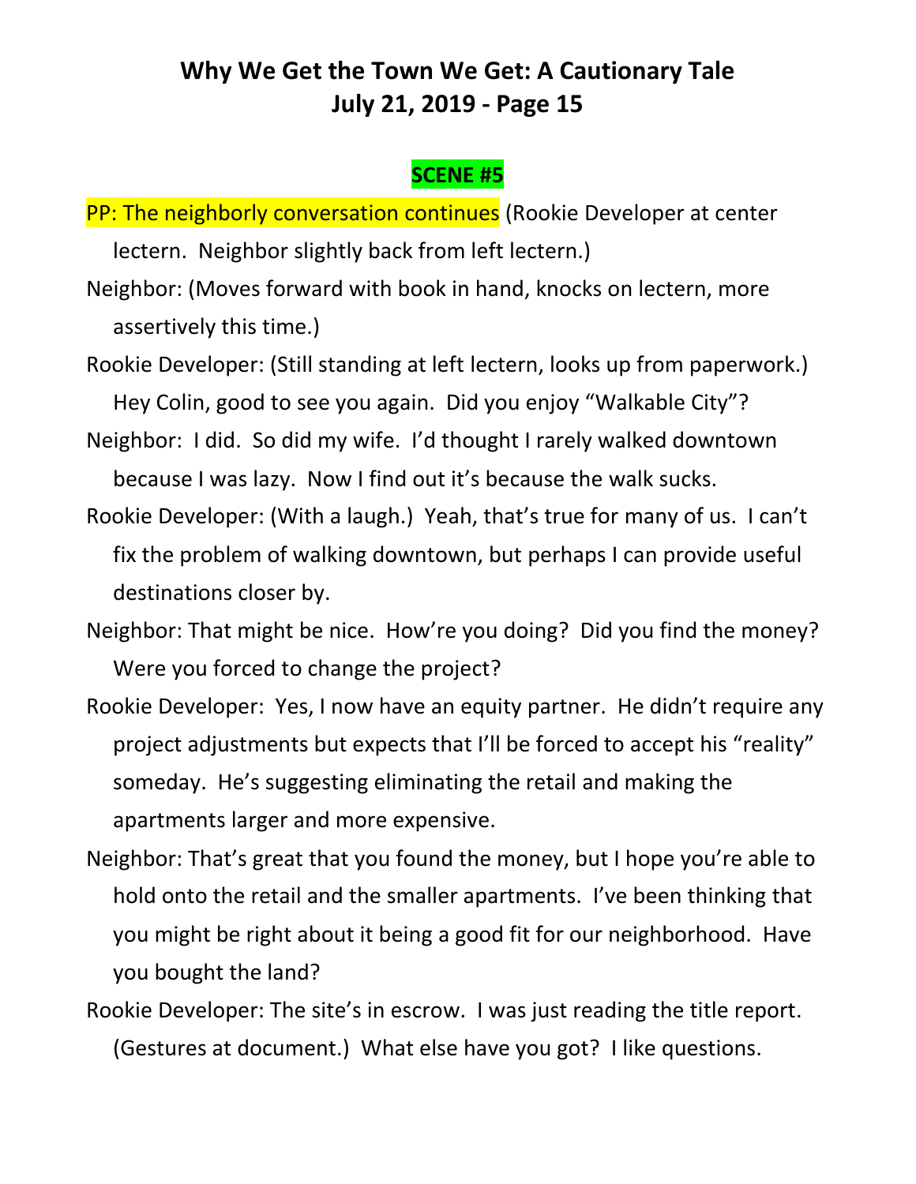## SCENE #5

PP: The neighborly conversation continues (Rookie Developer at center lectern. Neighbor slightly back from left lectern.)

Neighbor: (Moves forward with book in hand, knocks on lectern, more assertively this time.)

Rookie Developer: (Still standing at left lectern, looks up from paperwork.) Hey Colin, good to see you again. Did you enjoy "Walkable City"?

Neighbor: I did. So did my wife. I'd thought I rarely walked downtown because I was lazy. Now I find out it's because the walk sucks.

Rookie Developer: (With a laugh.) Yeah, that's true for many of us. I can't fix the problem of walking downtown, but perhaps I can provide useful destinations closer by.

Neighbor: That might be nice. How're you doing? Did you find the money? Were you forced to change the project?

Rookie Developer: Yes, I now have an equity partner. He didn't require any project adjustments but expects that I'll be forced to accept his "reality" someday. He's suggesting eliminating the retail and making the apartments larger and more expensive.

Neighbor: That's great that you found the money, but I hope you're able to hold onto the retail and the smaller apartments. I've been thinking that you might be right about it being a good fit for our neighborhood. Have you bought the land?

Rookie Developer: The site's in escrow. I was just reading the title report. (Gestures at document.) What else have you got? I like questions.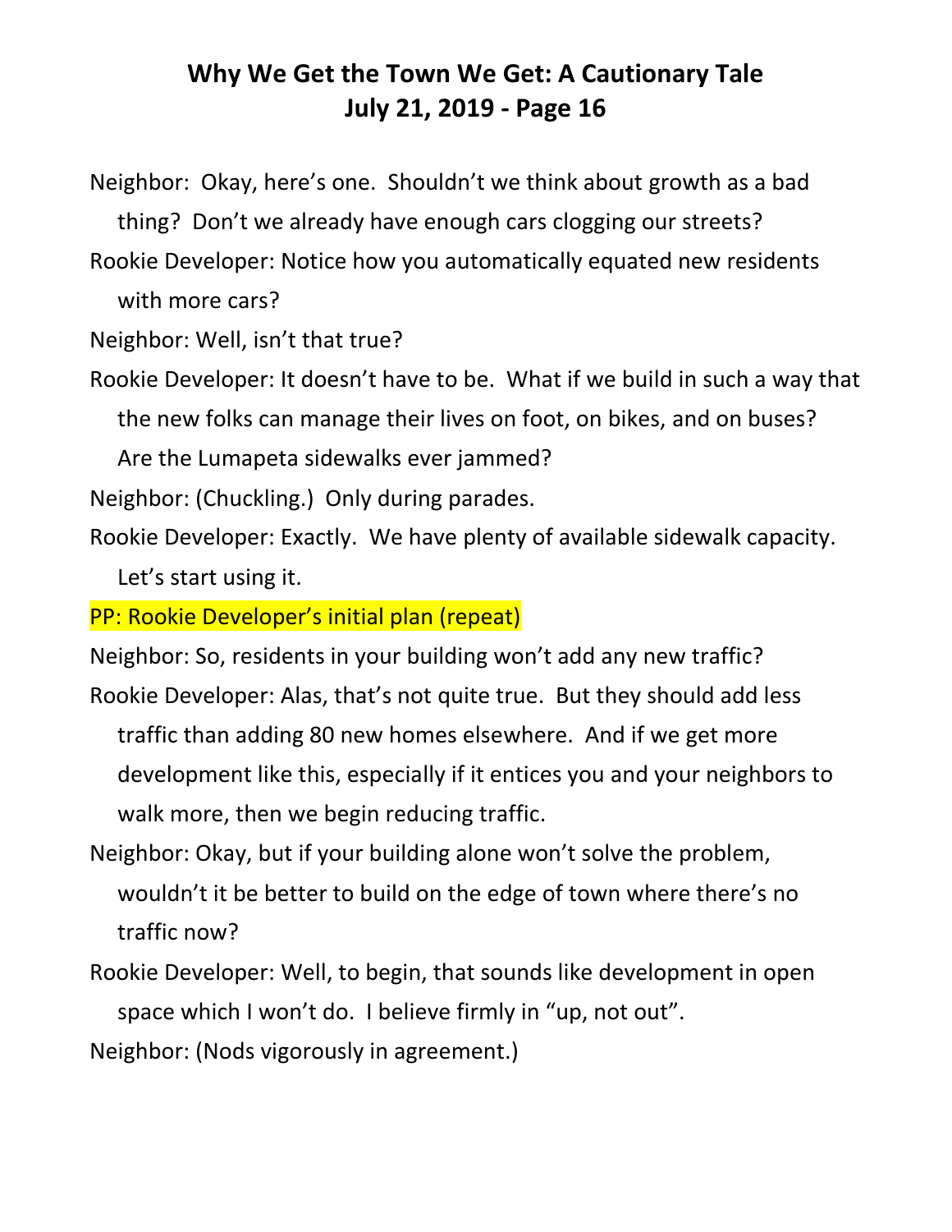Neighbor: Okay, here's one. Shouldn't we think about growth as a bad thing? Don't we already have enough cars clogging our streets?

Rookie Developer: Notice how you automatically equated new residents with more cars?

Neighbor: Well, isn't that true?

Rookie Developer: It doesn't have to be. What if we build in such a way that the new folks can manage their lives on foot, on bikes, and on buses? Are the Lumapeta sidewalks ever jammed?

Neighbor: (Chuckling.) Only during parades.

Rookie Developer: Exactly. We have plenty of available sidewalk capacity. Let's start using it.

PP: Rookie Developer's initial plan (repeat)

Neighbor: So, residents in your building won't add any new traffic?

Rookie Developer: Alas, that's not quite true. But they should add less traffic than adding 80 new homes elsewhere. And if we get more development like this, especially if it entices you and your neighbors to walk more, then we begin reducing traffic.

Neighbor: Okay, but if your building alone won't solve the problem, wouldn't it be better to build on the edge of town where there's no traffic now?

Rookie Developer: Well, to begin, that sounds like development in open space which I won't do. I believe firmly in "up, not out".

Neighbor: (Nods vigorously in agreement.)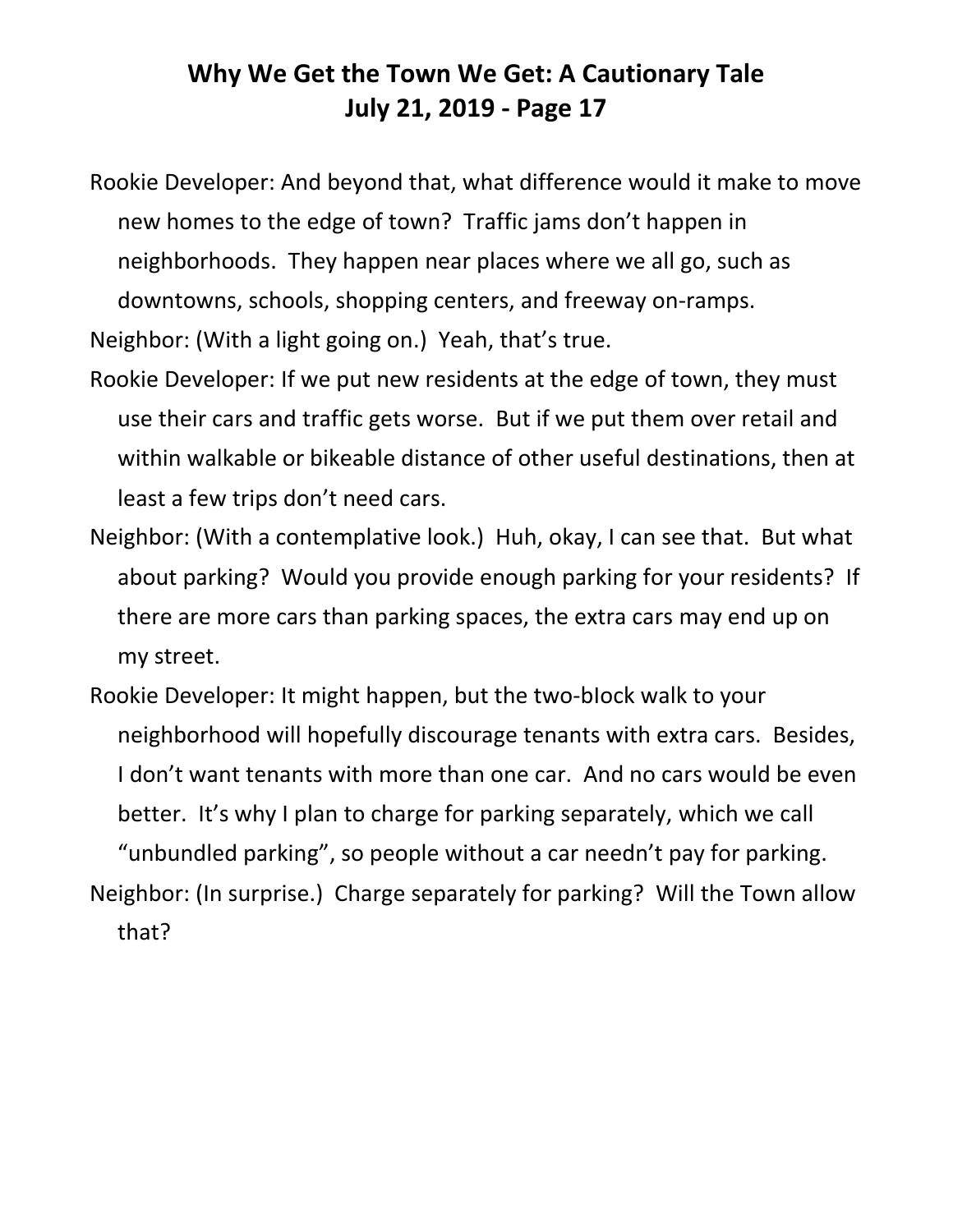Rookie Developer: And beyond that, what difference would it make to move new homes to the edge of town? Traffic jams don't happen in neighborhoods. They happen near places where we all go, such as downtowns, schools, shopping centers, and freeway on-ramps.

Neighbor: (With a light going on.) Yeah, that's true.

Rookie Developer: If we put new residents at the edge of town, they must use their cars and traffic gets worse. But if we put them over retail and within walkable or bikeable distance of other useful destinations, then at least a few trips don't need cars.

Neighbor: (With a contemplative look.) Huh, okay, I can see that. But what about parking? Would you provide enough parking for your residents? If there are more cars than parking spaces, the extra cars may end up on my street.

Rookie Developer: It might happen, but the two-block walk to your neighborhood will hopefully discourage tenants with extra cars. Besides, I don't want tenants with more than one car. And no cars would be even better. It's why I plan to charge for parking separately, which we call "unbundled parking", so people without a car needn't pay for parking.

Neighbor: (In surprise.) Charge separately for parking? Will the Town allow that?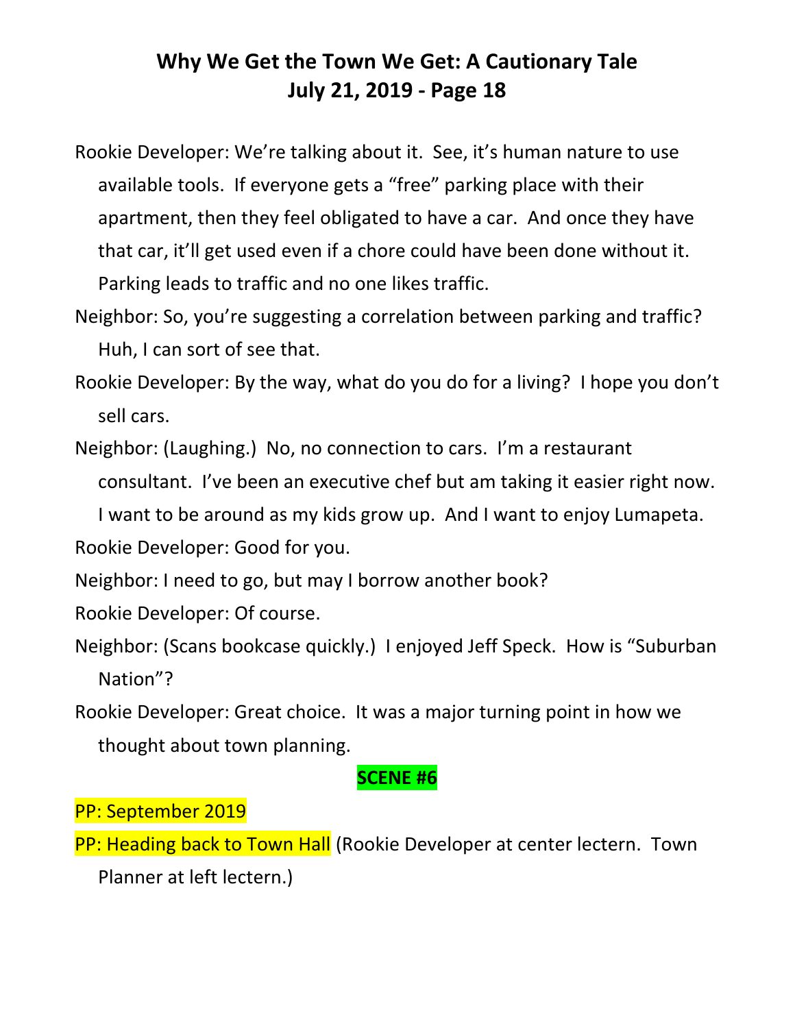Rookie Developer: We're talking about it. See, it's human nature to use available tools. If everyone gets a "free" parking place with their apartment, then they feel obligated to have a car. And once they have that car, it'll get used even if a chore could have been done without it. Parking leads to traffic and no one likes traffic.

Neighbor: So, you're suggesting a correlation between parking and traffic? Huh, I can sort of see that.

Rookie Developer: By the way, what do you do for a living? I hope you don't sell cars.

Neighbor: (Laughing.) No, no connection to cars. I'm a restaurant consultant. I've been an executive chef but am taking it easier right now. I want to be around as my kids grow up. And I want to enjoy Lumapeta.

Rookie Developer: Good for you.

Neighbor: I need to go, but may I borrow another book?

Rookie Developer: Of course.

Neighbor: (Scans bookcase quickly.) I enjoyed Jeff Speck. How is "Suburban Nation"?

Rookie Developer: Great choice. It was a major turning point in how we thought about town planning.

**SCENE #6**

PP: September 2019

PP: Heading back to Town Hall (Rookie Developer at center lectern. Town Planner at left lectern.)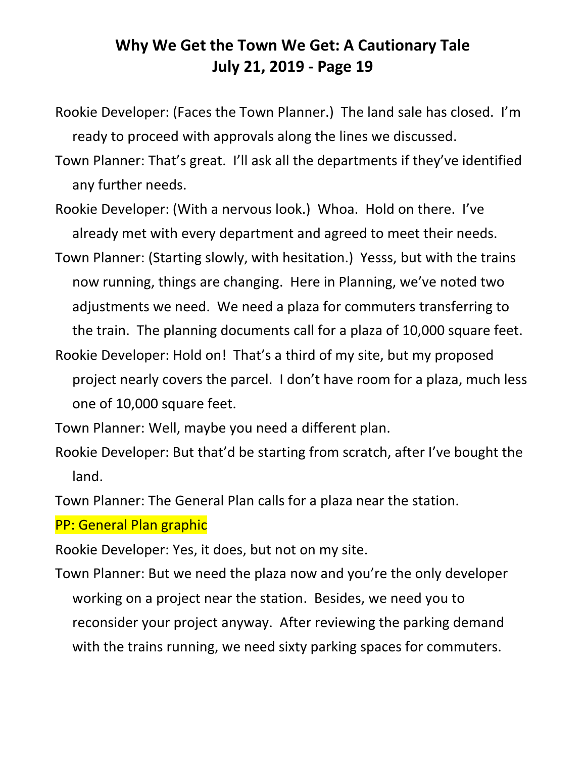Rookie Developer: (Faces the Town Planner.) The land sale has closed. I'm ready to proceed with approvals along the lines we discussed.

Town Planner: That's great. I'll ask all the departments if they've identified any further needs.

Rookie Developer: (With a nervous look.) Whoa. Hold on there. I've already met with every department and agreed to meet their needs.

Town Planner: (Starting slowly, with hesitation.) Yesss, but with the trains now running, things are changing. Here in Planning, we've noted two adjustments we need. We need a plaza for commuters transferring to the train. The planning documents call for a plaza of 10,000 square feet.

Rookie Developer: Hold on! That's a third of my site, but my proposed project nearly covers the parcel. I don't have room for a plaza, much less one of 10,000 square feet.

Town Planner: Well, maybe you need a different plan.

Rookie Developer: But that'd be starting from scratch, after I've bought the land.

Town Planner: The General Plan calls for a plaza near the station.

PP: General Plan graphic

Rookie Developer: Yes, it does, but not on my site.

Town Planner: But we need the plaza now and you're the only developer working on a project near the station. Besides, we need you to reconsider your project anyway. After reviewing the parking demand with the trains running, we need sixty parking spaces for commuters.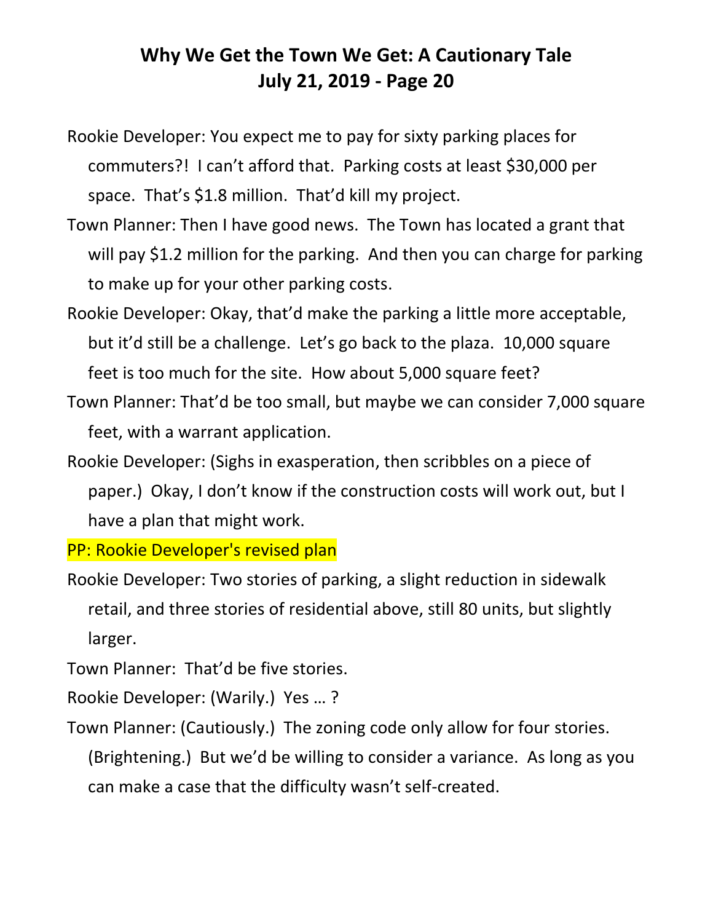Rookie Developer: You expect me to pay for sixty parking places for commuters?! I can't afford that. Parking costs at least $30,000 per space. That's $1.8 million. That'd kill my project.

Town Planner: Then I have good news. The Town has located a grant that will pay $1.2 million for the parking. And then you can charge for parking to make up for your other parking costs.

Rookie Developer: Okay, that'd make the parking a little more acceptable, but it'd still be a challenge. Let's go back to the plaza. 10,000 square feet is too much for the site. How about 5,000 square feet?

Town Planner: That'd be too small, but maybe we can consider 7,000 square feet, with a warrant application.

Rookie Developer: (Sighs in exasperation, then scribbles on a piece of paper.) Okay, I don't know if the construction costs will work out, but I have a plan that might work.

PP: Rookie Developer's revised plan

Rookie Developer: Two stories of parking, a slight reduction in sidewalk retail, and three stories of residential above, still 80 units, but slightly larger.

Town Planner: That'd be five stories.

Rookie Developer: (Warily.) Yes … ?

Town Planner: (Cautiously.) The zoning code only allow for four stories. (Brightening.) But we'd be willing to consider a variance. As long as you can make a case that the difficulty wasn't self-created.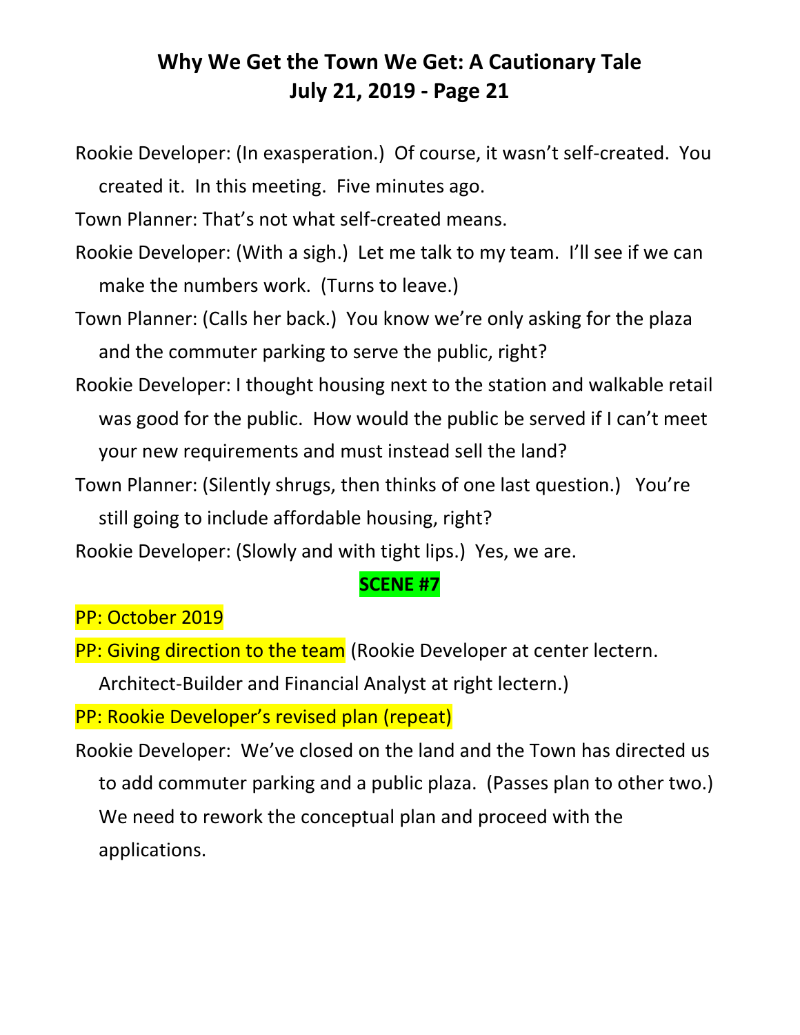Rookie Developer: (In exasperation.) Of course, it wasn't self-created. You created it. In this meeting. Five minutes ago.

Town Planner: That's not what self-created means.

Rookie Developer: (With a sigh.) Let me talk to my team. I'll see if we can make the numbers work. (Turns to leave.)

Town Planner: (Calls her back.) You know we're only asking for the plaza and the commuter parking to serve the public, right?

Rookie Developer: I thought housing next to the station and walkable retail was good for the public. How would the public be served if I can't meet your new requirements and must instead sell the land?

Town Planner: (Silently shrugs, then thinks of one last question.) You're still going to include affordable housing, right?

Rookie Developer: (Slowly and with tight lips.) Yes, we are.

**SCENE #7**

PP: October 2019

PP: Giving direction to the team (Rookie Developer at center lectern. Architect-Builder and Financial Analyst at right lectern.)

PP: Rookie Developer's revised plan (repeat)

Rookie Developer: We've closed on the land and the Town has directed us to add commuter parking and a public plaza. (Passes plan to other two.) We need to rework the conceptual plan and proceed with the applications.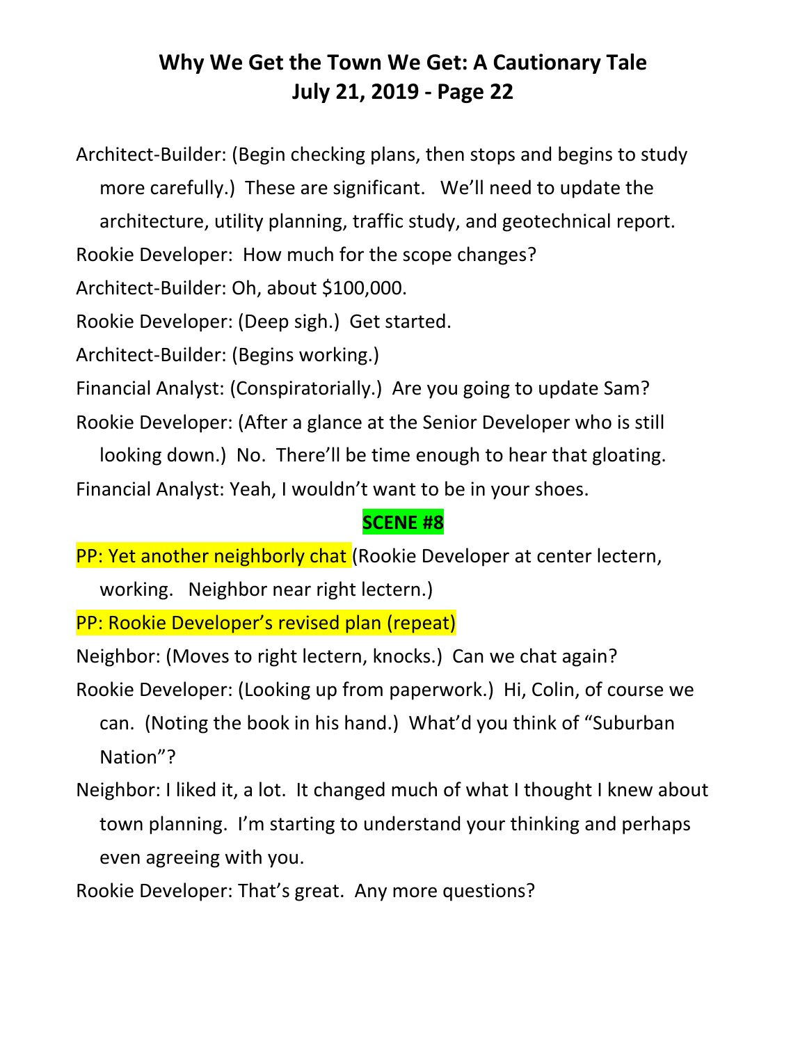Architect-Builder: (Begin checking plans, then stops and begins to study more carefully.) These are significant. We'll need to update the architecture, utility planning, traffic study, and geotechnical report.

Rookie Developer: How much for the scope changes?

Architect-Builder: Oh, about $100,000.

Rookie Developer: (Deep sigh.) Get started.

Architect-Builder: (Begins working.)

Financial Analyst: (Conspiratorially.) Are you going to update Sam?

Rookie Developer: (After a glance at the Senior Developer who is still looking down.) No. There'll be time enough to hear that gloating.

Financial Analyst: Yeah, I wouldn't want to be in your shoes.

**SCENE #8**

PP: Yet another neighborly chat (Rookie Developer at center lectern, working. Neighbor near right lectern.)

PP: Rookie Developer's revised plan (repeat)

Neighbor: (Moves to right lectern, knocks.) Can we chat again?

Rookie Developer: (Looking up from paperwork.) Hi, Colin, of course we can. (Noting the book in his hand.) What'd you think of "Suburban Nation"?

Neighbor: I liked it, a lot. It changed much of what I thought I knew about town planning. I'm starting to understand your thinking and perhaps even agreeing with you.

Rookie Developer: That's great. Any more questions?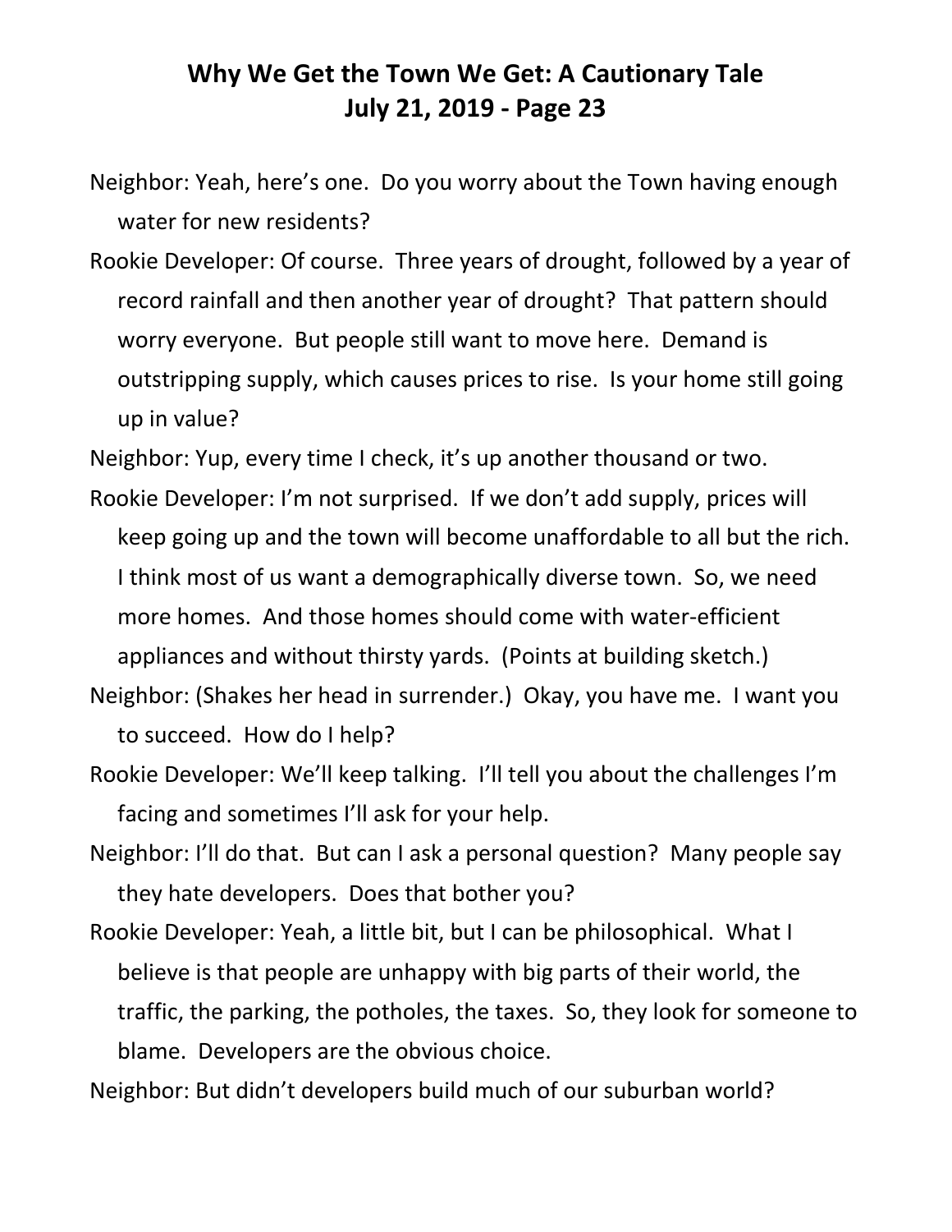Neighbor: Yeah, here's one. Do you worry about the Town having enough water for new residents?

Rookie Developer: Of course. Three years of drought, followed by a year of record rainfall and then another year of drought? That pattern should worry everyone. But people still want to move here. Demand is outstripping supply, which causes prices to rise. Is your home still going up in value?

Neighbor: Yup, every time I check, it's up another thousand or two.

Rookie Developer: I'm not surprised. If we don't add supply, prices will keep going up and the town will become unaffordable to all but the rich. I think most of us want a demographically diverse town. So, we need more homes. And those homes should come with water-efficient appliances and without thirsty yards. (Points at building sketch.)

Neighbor: (Shakes her head in surrender.) Okay, you have me. I want you to succeed. How do I help?

Rookie Developer: We'll keep talking. I'll tell you about the challenges I'm facing and sometimes I'll ask for your help.

Neighbor: I'll do that. But can I ask a personal question? Many people say they hate developers. Does that bother you?

Rookie Developer: Yeah, a little bit, but I can be philosophical. What I believe is that people are unhappy with big parts of their world, the traffic, the parking, the potholes, the taxes. So, they look for someone to blame. Developers are the obvious choice.

Neighbor: But didn't developers build much of our suburban world?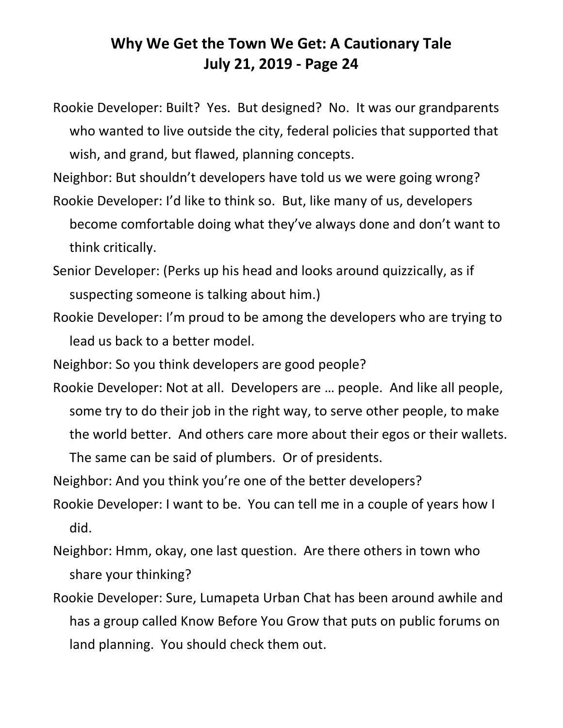Rookie Developer: Built? Yes. But designed? No. It was our grandparents who wanted to live outside the city, federal policies that supported that wish, and grand, but flawed, planning concepts.

Neighbor: But shouldn't developers have told us we were going wrong?

Rookie Developer: I'd like to think so. But, like many of us, developers become comfortable doing what they've always done and don't want to think critically.

Senior Developer: (Perks up his head and looks around quizzically, as if suspecting someone is talking about him.)

Rookie Developer: I'm proud to be among the developers who are trying to lead us back to a better model.

Neighbor: So you think developers are good people?

Rookie Developer: Not at all. Developers are … people. And like all people, some try to do their job in the right way, to serve other people, to make the world better. And others care more about their egos or their wallets. The same can be said of plumbers. Or of presidents.

Neighbor: And you think you're one of the better developers?

Rookie Developer: I want to be. You can tell me in a couple of years how I did.

Neighbor: Hmm, okay, one last question. Are there others in town who share your thinking?

Rookie Developer: Sure, Lumapeta Urban Chat has been around awhile and has a group called Know Before You Grow that puts on public forums on land planning. You should check them out.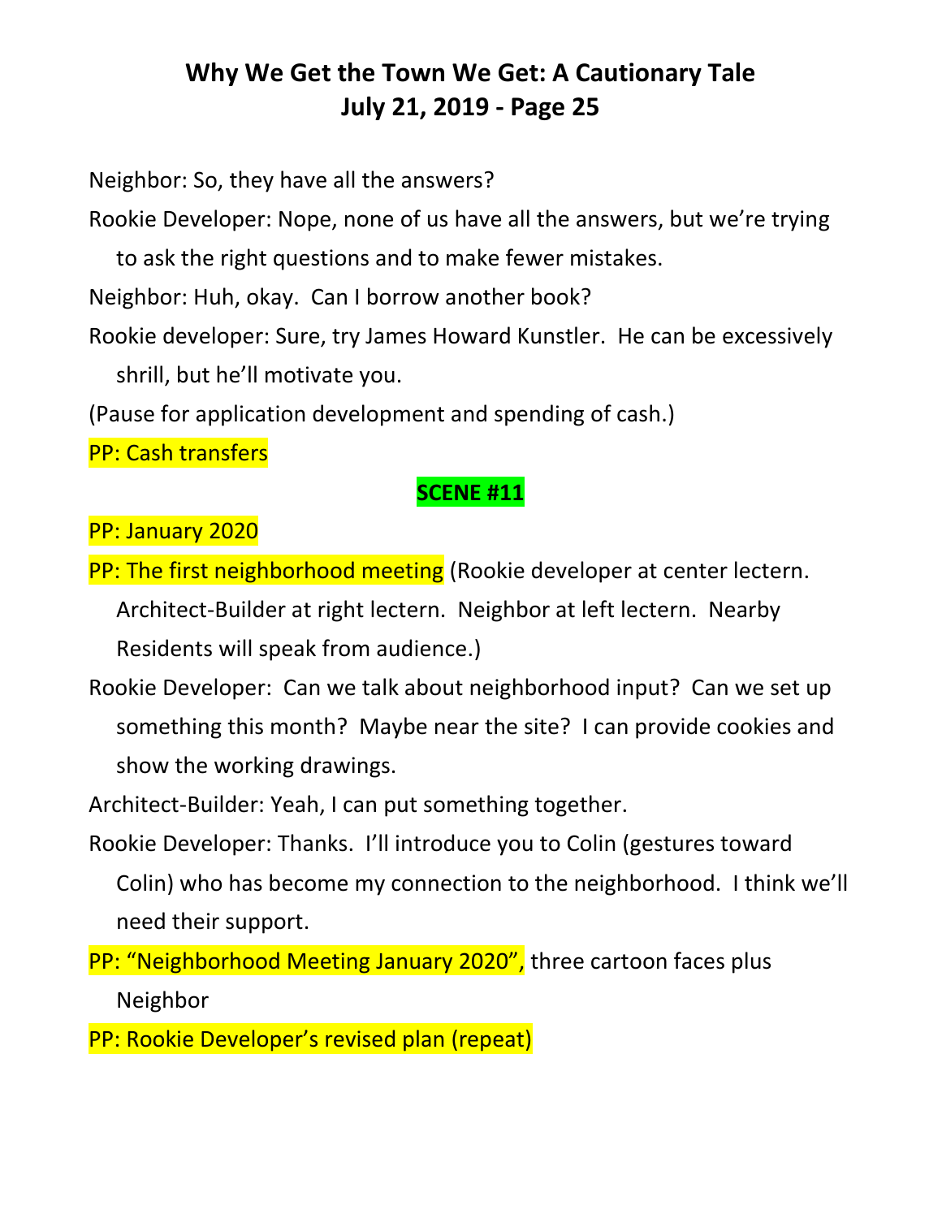Neighbor: So, they have all the answers?

Rookie Developer: Nope, none of us have all the answers, but we're trying to ask the right questions and to make fewer mistakes.

Neighbor: Huh, okay. Can I borrow another book?

Rookie developer: Sure, try James Howard Kunstler. He can be excessively shrill, but he'll motivate you.

(Pause for application development and spending of cash.)

PP: Cash transfers

**SCENE #11**

PP: January 2020

PP: The first neighborhood meeting (Rookie developer at center lectern. Architect-Builder at right lectern. Neighbor at left lectern. Nearby Residents will speak from audience.)

Rookie Developer: Can we talk about neighborhood input? Can we set up something this month? Maybe near the site? I can provide cookies and show the working drawings.

Architect-Builder: Yeah, I can put something together.

Rookie Developer: Thanks. I'll introduce you to Colin (gestures toward Colin) who has become my connection to the neighborhood. I think we'll need their support.

PP: "Neighborhood Meeting January 2020", three cartoon faces plus Neighbor

PP: Rookie Developer's revised plan (repeat)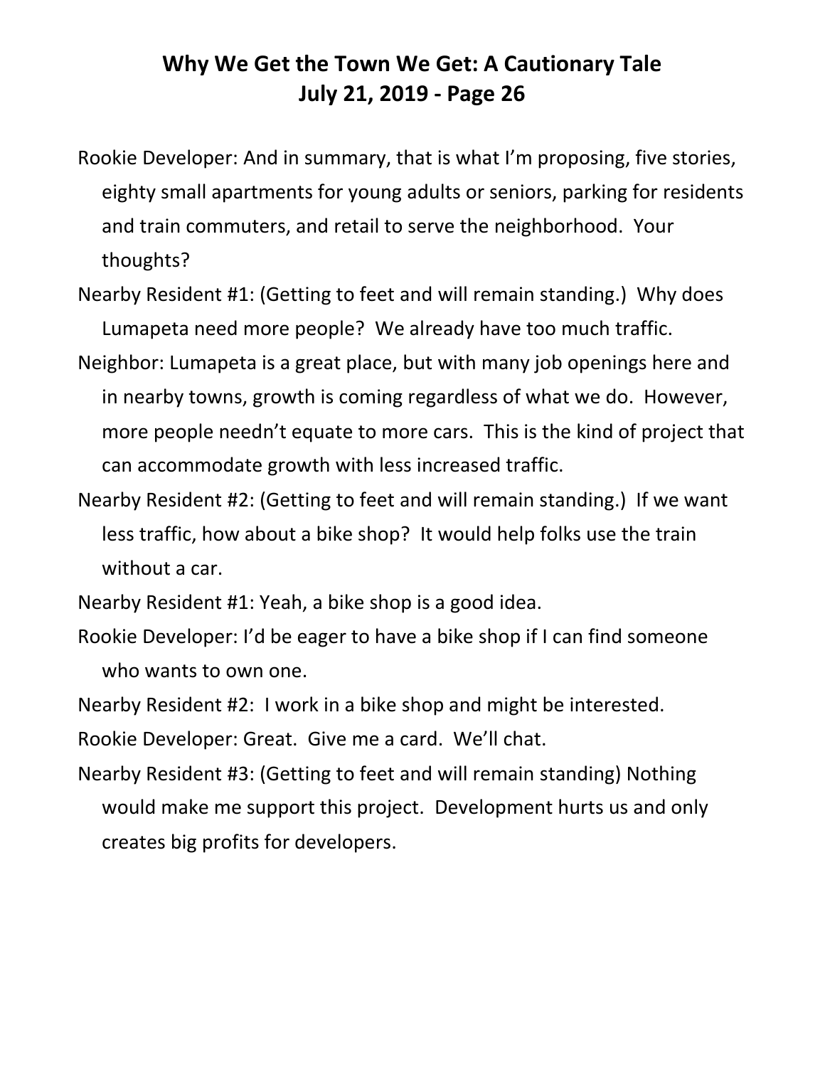# Why We Get the Town We Get: A Cautionary Tale

Rookie Developer: And in summary, that is what I'm proposing, five stories, eighty small apartments for young adults or seniors, parking for residents and train commuters, and retail to serve the neighborhood. Your thoughts?

Nearby Resident #1: (Getting to feet and will remain standing.) Why does Lumapeta need more people? We already have too much traffic.

Neighbor: Lumapeta is a great place, but with many job openings here and in nearby towns, growth is coming regardless of what we do. However, more people needn't equate to more cars. This is the kind of project that can accommodate growth with less increased traffic.

Nearby Resident #2: (Getting to feet and will remain standing.) If we want less traffic, how about a bike shop? It would help folks use the train without a car.

Nearby Resident #1: Yeah, a bike shop is a good idea.

Rookie Developer: I'd be eager to have a bike shop if I can find someone who wants to own one.

Nearby Resident #2: I work in a bike shop and might be interested.

Rookie Developer: Great. Give me a card. We'll chat.

Nearby Resident #3: (Getting to feet and will remain standing) Nothing would make me support this project. Development hurts us and only creates big profits for developers.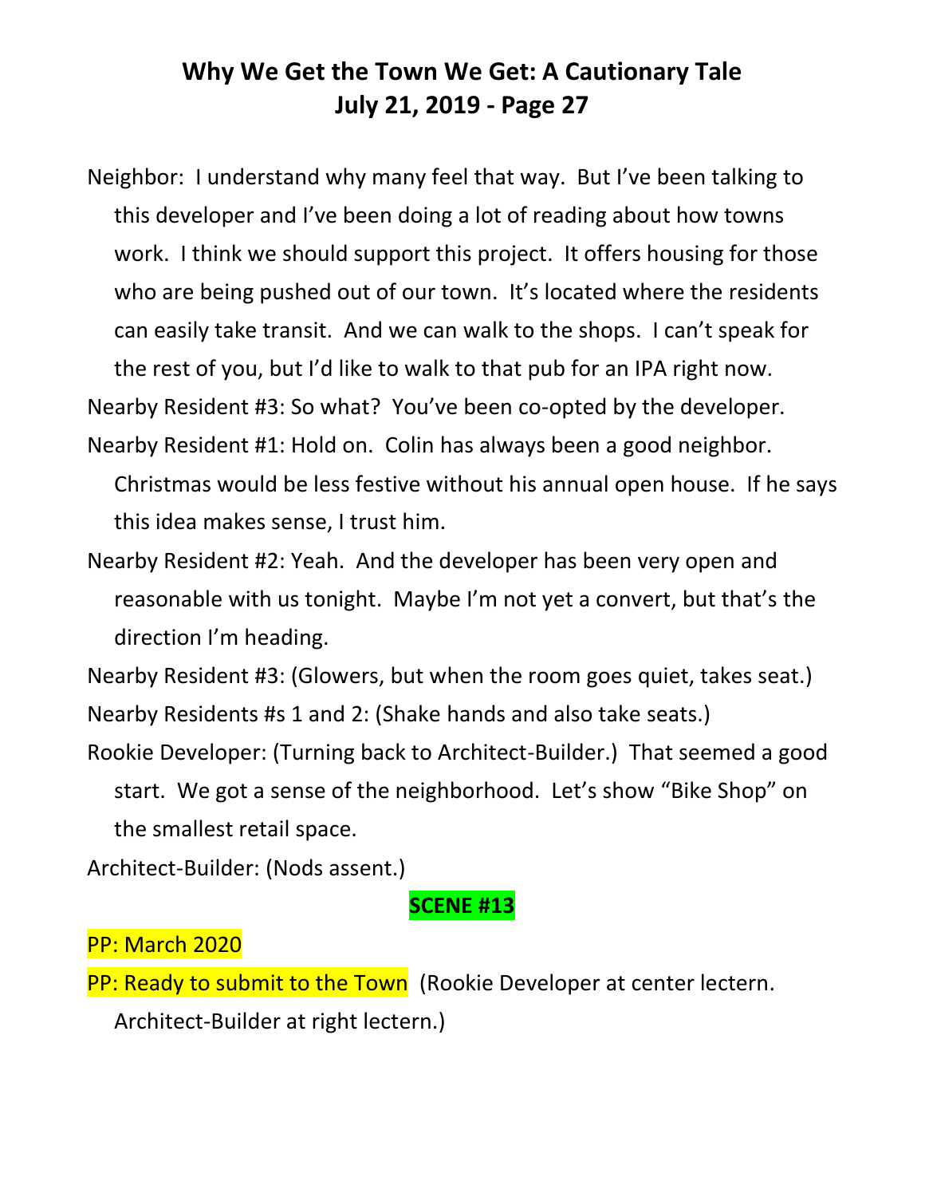Neighbor: I understand why many feel that way. But I've been talking to this developer and I've been doing a lot of reading about how towns work. I think we should support this project. It offers housing for those who are being pushed out of our town. It's located where the residents can easily take transit. And we can walk to the shops. I can't speak for the rest of you, but I'd like to walk to that pub for an IPA right now.

Nearby Resident #3: So what? You've been co-opted by the developer.

Nearby Resident #1: Hold on. Colin has always been a good neighbor. Christmas would be less festive without his annual open house. If he says this idea makes sense, I trust him.

Nearby Resident #2: Yeah. And the developer has been very open and reasonable with us tonight. Maybe I'm not yet a convert, but that's the direction I'm heading.

Nearby Resident #3: (Glowers, but when the room goes quiet, takes seat.)

Nearby Residents #s 1 and 2: (Shake hands and also take seats.)

Rookie Developer: (Turning back to Architect-Builder.) That seemed a good start. We got a sense of the neighborhood. Let's show "Bike Shop" on the smallest retail space.

Architect-Builder: (Nods assent.)

**SCENE #13**

PP: March 2020

PP: Ready to submit to the Town (Rookie Developer at center lectern. Architect-Builder at right lectern.)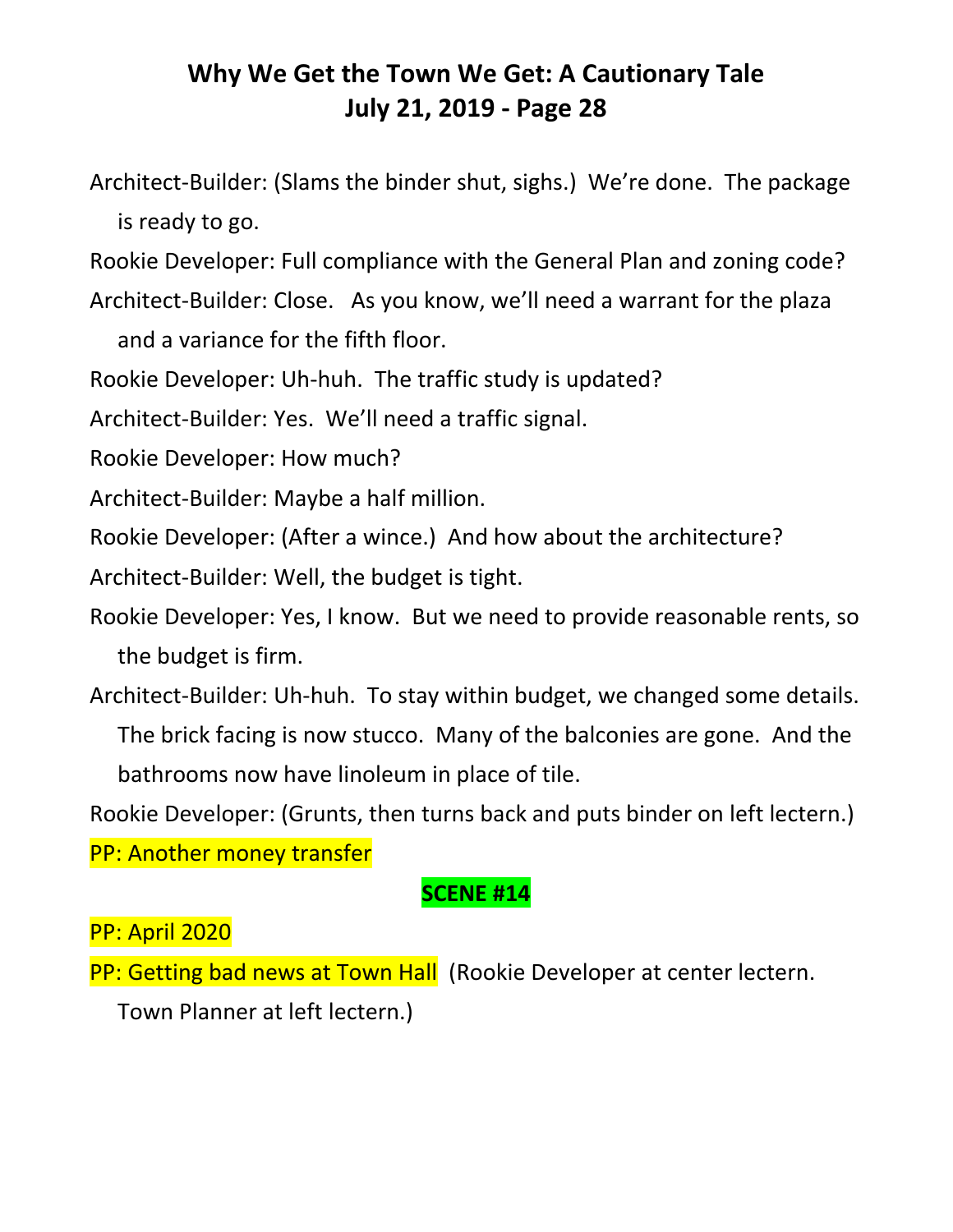Architect-Builder: (Slams the binder shut, sighs.) We're done. The package is ready to go.

Rookie Developer: Full compliance with the General Plan and zoning code?

Architect-Builder: Close. As you know, we'll need a warrant for the plaza and a variance for the fifth floor.

Rookie Developer: Uh-huh. The traffic study is updated?

Architect-Builder: Yes. We'll need a traffic signal.

Rookie Developer: How much?

Architect-Builder: Maybe a half million.

Rookie Developer: (After a wince.) And how about the architecture?

Architect-Builder: Well, the budget is tight.

Rookie Developer: Yes, I know. But we need to provide reasonable rents, so the budget is firm.

Architect-Builder: Uh-huh. To stay within budget, we changed some details. The brick facing is now stucco. Many of the balconies are gone. And the bathrooms now have linoleum in place of tile.

Rookie Developer: (Grunts, then turns back and puts binder on left lectern.)

PP: Another money transfer

**SCENE #14**

PP: April 2020

PP: Getting bad news at Town Hall (Rookie Developer at center lectern. Town Planner at left lectern.)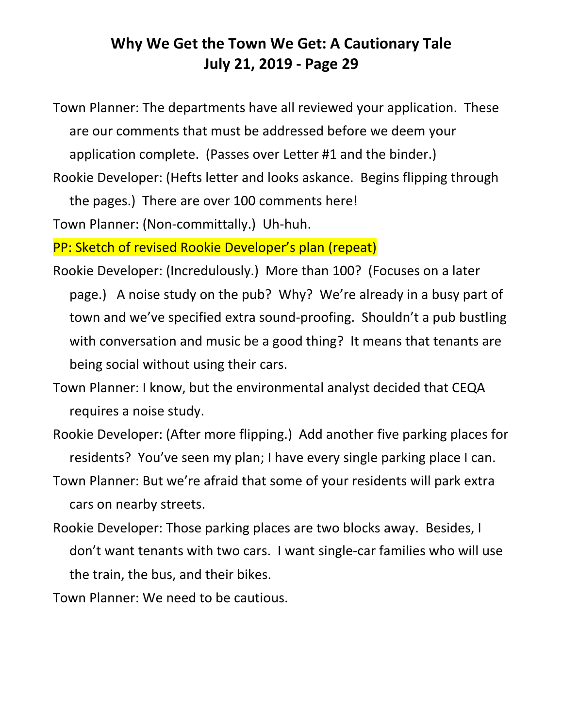# Why We Get the Town We Get: A Cautionary Tale
# July 21, 2019 - Page 29

Town Planner: The departments have all reviewed your application. These are our comments that must be addressed before we deem your application complete. (Passes over Letter #1 and the binder.)

Rookie Developer: (Hefts letter and looks askance. Begins flipping through the pages.) There are over 100 comments here!

Town Planner: (Non-committally.) Uh-huh.

PP: Sketch of revised Rookie Developer's plan (repeat)

Rookie Developer: (Incredulously.) More than 100? (Focuses on a later page.) A noise study on the pub? Why? We're already in a busy part of town and we've specified extra sound-proofing. Shouldn't a pub bustling with conversation and music be a good thing? It means that tenants are being social without using their cars.

Town Planner: I know, but the environmental analyst decided that CEQA requires a noise study.

Rookie Developer: (After more flipping.) Add another five parking places for residents? You've seen my plan; I have every single parking place I can.

Town Planner: But we're afraid that some of your residents will park extra cars on nearby streets.

Rookie Developer: Those parking places are two blocks away. Besides, I don't want tenants with two cars. I want single-car families who will use the train, the bus, and their bikes.

Town Planner: We need to be cautious.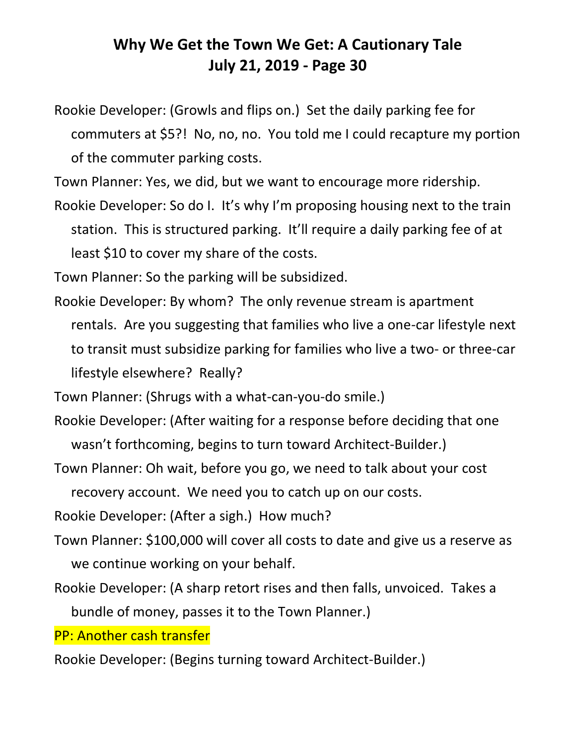Rookie Developer: (Growls and flips on.) Set the daily parking fee for commuters at $5?! No, no, no. You told me I could recapture my portion of the commuter parking costs.

Town Planner: Yes, we did, but we want to encourage more ridership.

Rookie Developer: So do I. It's why I'm proposing housing next to the train station. This is structured parking. It'll require a daily parking fee of at least $10 to cover my share of the costs.

Town Planner: So the parking will be subsidized.

Rookie Developer: By whom? The only revenue stream is apartment rentals. Are you suggesting that families who live a one-car lifestyle next to transit must subsidize parking for families who live a two- or three-car lifestyle elsewhere? Really?

Town Planner: (Shrugs with a what-can-you-do smile.)

Rookie Developer: (After waiting for a response before deciding that one wasn't forthcoming, begins to turn toward Architect-Builder.)

Town Planner: Oh wait, before you go, we need to talk about your cost recovery account. We need you to catch up on our costs.

Rookie Developer: (After a sigh.) How much?

Town Planner: $100,000 will cover all costs to date and give us a reserve as we continue working on your behalf.

Rookie Developer: (A sharp retort rises and then falls, unvoiced. Takes a bundle of money, passes it to the Town Planner.)

PP: Another cash transfer

Rookie Developer: (Begins turning toward Architect-Builder.)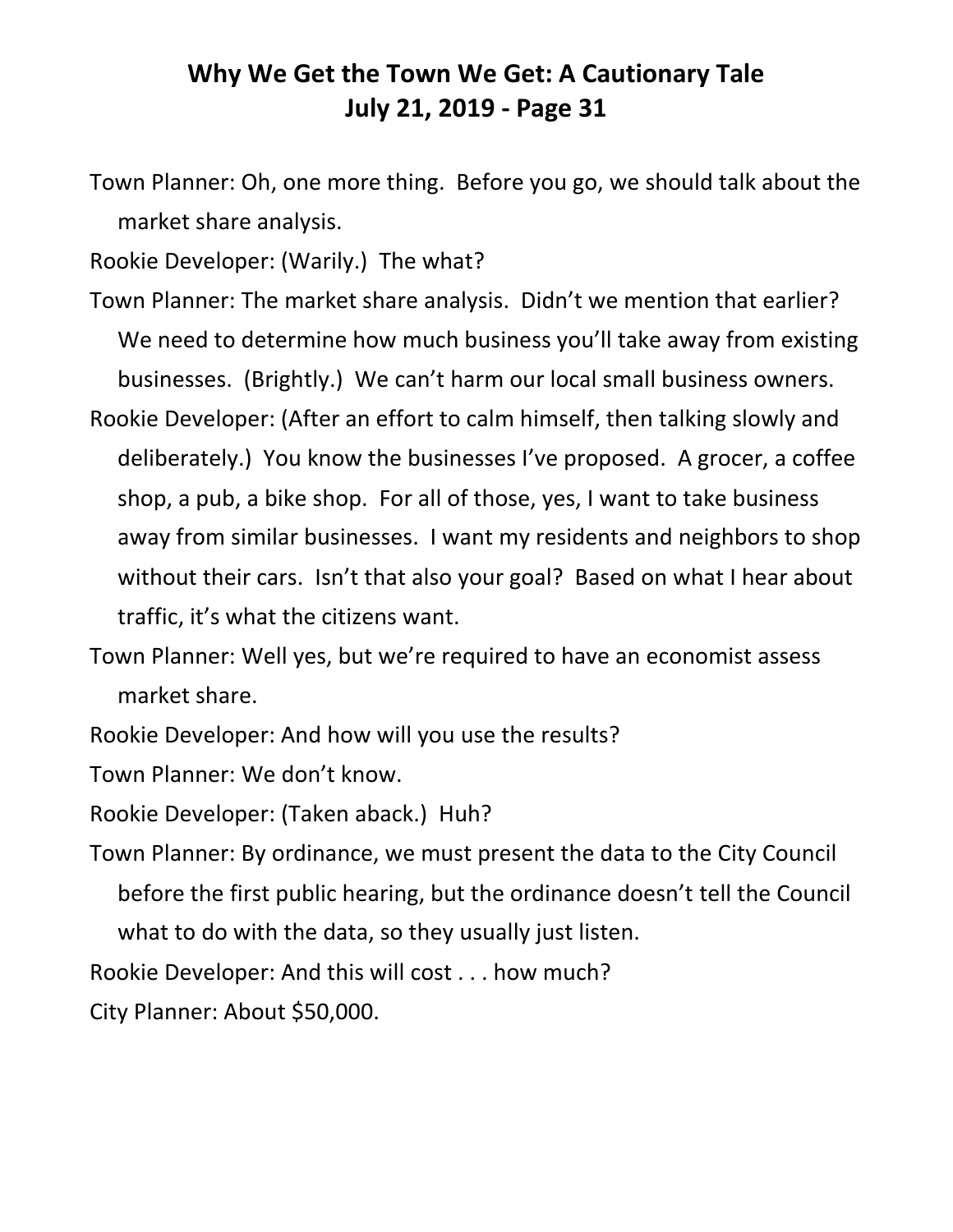Town Planner: Oh, one more thing. Before you go, we should talk about the market share analysis.

Rookie Developer: (Warily.) The what?

Town Planner: The market share analysis. Didn't we mention that earlier? We need to determine how much business you'll take away from existing businesses. (Brightly.) We can't harm our local small business owners.

Rookie Developer: (After an effort to calm himself, then talking slowly and deliberately.) You know the businesses I've proposed. A grocer, a coffee shop, a pub, a bike shop. For all of those, yes, I want to take business away from similar businesses. I want my residents and neighbors to shop without their cars. Isn't that also your goal? Based on what I hear about traffic, it's what the citizens want.

Town Planner: Well yes, but we're required to have an economist assess market share.

Rookie Developer: And how will you use the results?

Town Planner: We don't know.

Rookie Developer: (Taken aback.) Huh?

Town Planner: By ordinance, we must present the data to the City Council before the first public hearing, but the ordinance doesn't tell the Council what to do with the data, so they usually just listen.

Rookie Developer: And this will cost . . . how much?

City Planner: About $50,000.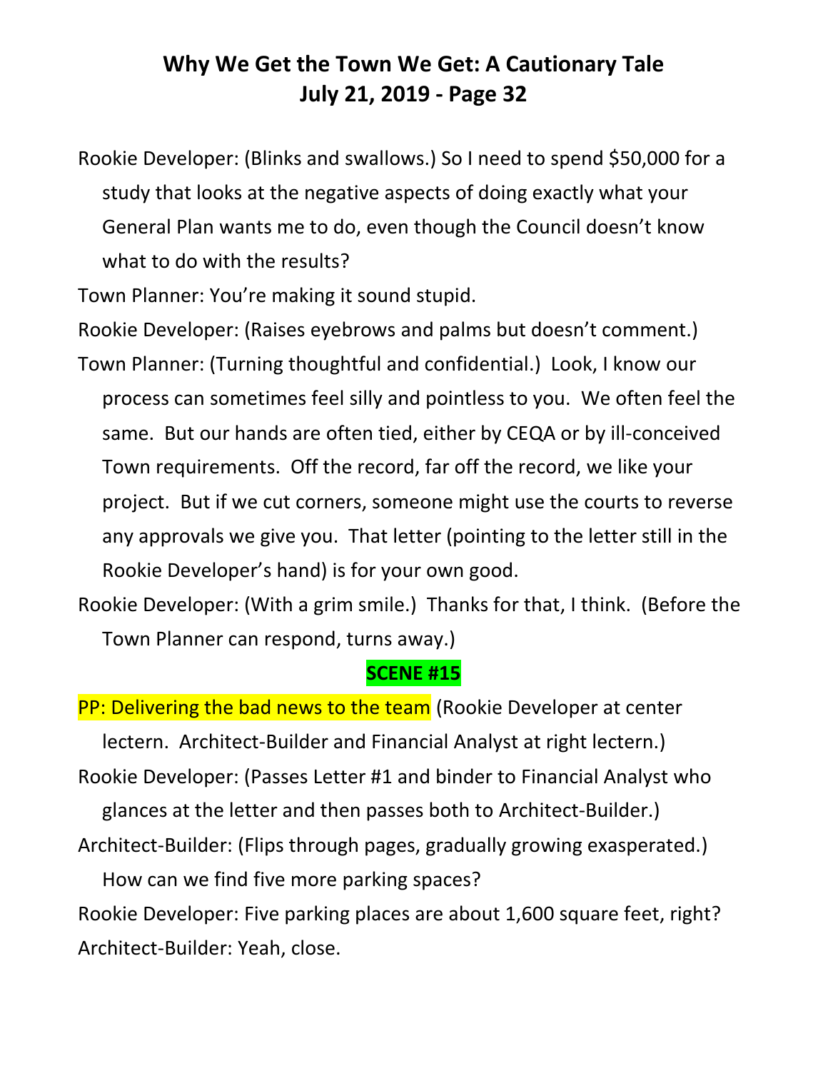Rookie Developer: (Blinks and swallows.) So I need to spend $50,000 for a study that looks at the negative aspects of doing exactly what your General Plan wants me to do, even though the Council doesn't know what to do with the results?

Town Planner: You're making it sound stupid.

Rookie Developer: (Raises eyebrows and palms but doesn't comment.)

Town Planner: (Turning thoughtful and confidential.) Look, I know our process can sometimes feel silly and pointless to you. We often feel the same. But our hands are often tied, either by CEQA or by ill-conceived Town requirements. Off the record, far off the record, we like your project. But if we cut corners, someone might use the courts to reverse any approvals we give you. That letter (pointing to the letter still in the Rookie Developer's hand) is for your own good.

Rookie Developer: (With a grim smile.) Thanks for that, I think. (Before the Town Planner can respond, turns away.)

**SCENE #15**

PP: Delivering the bad news to the team (Rookie Developer at center lectern. Architect-Builder and Financial Analyst at right lectern.)

Rookie Developer: (Passes Letter #1 and binder to Financial Analyst who glances at the letter and then passes both to Architect-Builder.)

Architect-Builder: (Flips through pages, gradually growing exasperated.) How can we find five more parking spaces?

Rookie Developer: Five parking places are about 1,600 square feet, right?

Architect-Builder: Yeah, close.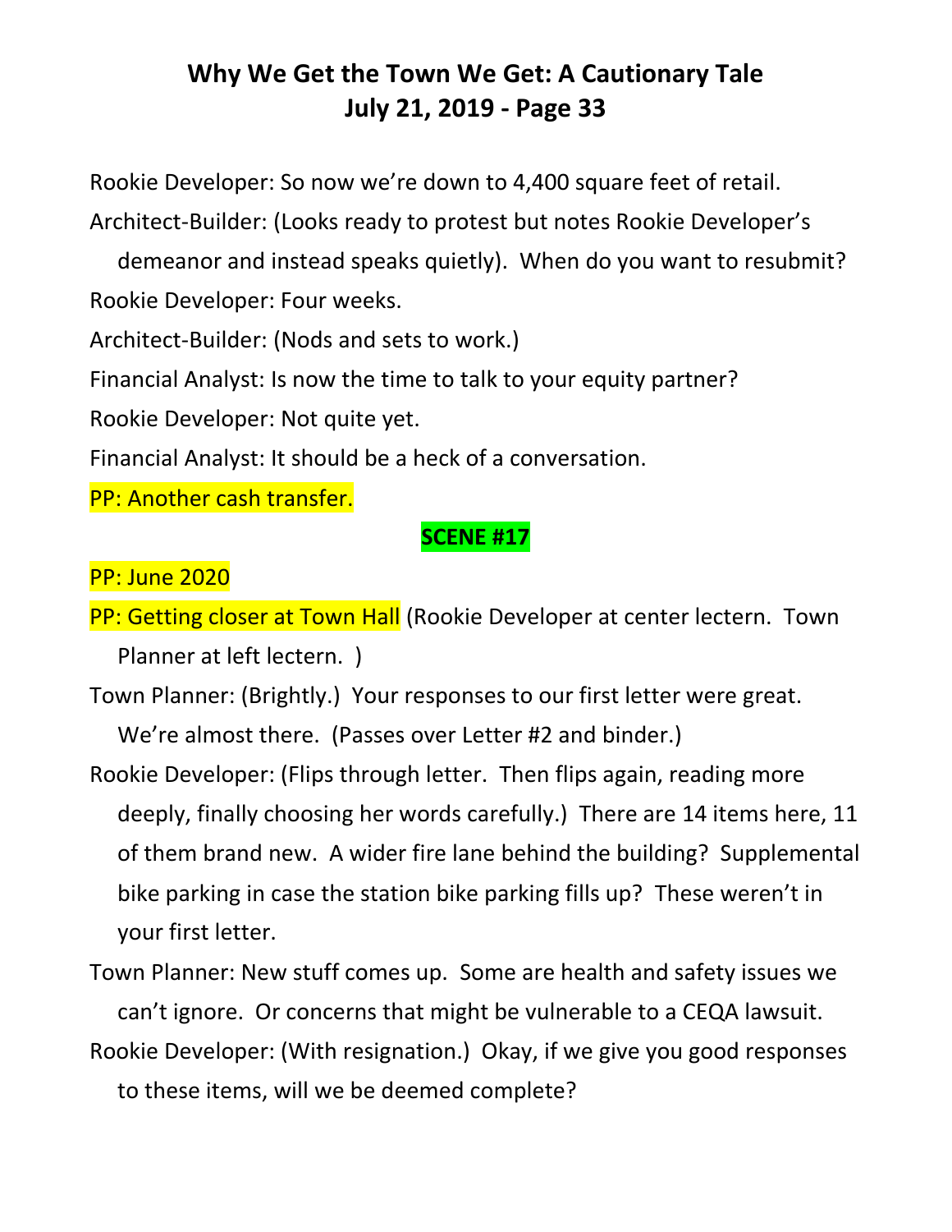Rookie Developer: So now we're down to 4,400 square feet of retail.

Architect-Builder: (Looks ready to protest but notes Rookie Developer's demeanor and instead speaks quietly). When do you want to resubmit?

Rookie Developer: Four weeks.

Architect-Builder: (Nods and sets to work.)

Financial Analyst: Is now the time to talk to your equity partner?

Rookie Developer: Not quite yet.

Financial Analyst: It should be a heck of a conversation.

PP: Another cash transfer.

**SCENE #17**

PP: June 2020

PP: Getting closer at Town Hall (Rookie Developer at center lectern. Town Planner at left lectern. )

Town Planner: (Brightly.) Your responses to our first letter were great. We're almost there. (Passes over Letter #2 and binder.)

Rookie Developer: (Flips through letter. Then flips again, reading more deeply, finally choosing her words carefully.) There are 14 items here, 11 of them brand new. A wider fire lane behind the building? Supplemental bike parking in case the station bike parking fills up? These weren't in your first letter.

Town Planner: New stuff comes up. Some are health and safety issues we can't ignore. Or concerns that might be vulnerable to a CEQA lawsuit.

Rookie Developer: (With resignation.) Okay, if we give you good responses to these items, will we be deemed complete?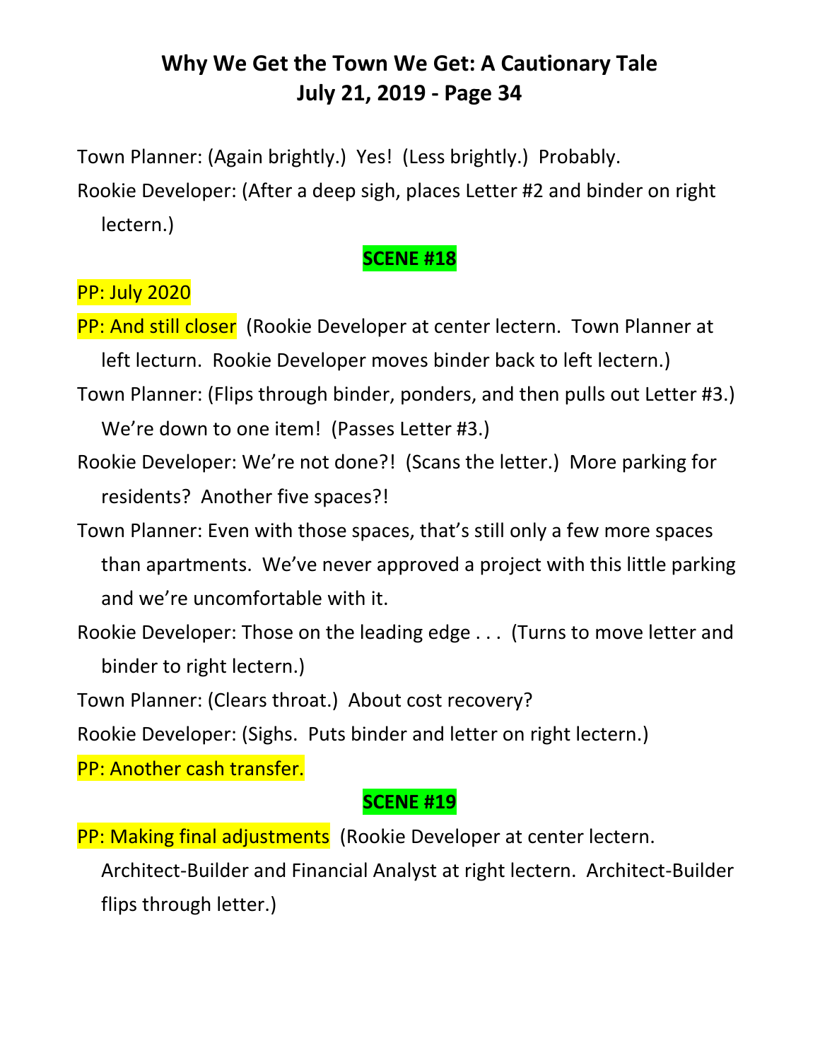Town Planner: (Again brightly.) Yes! (Less brightly.) Probably.

Rookie Developer: (After a deep sigh, places Letter #2 and binder on right lectern.)

**SCENE #18**

PP: July 2020

PP: And still closer (Rookie Developer at center lectern. Town Planner at left lecturn. Rookie Developer moves binder back to left lectern.)

Town Planner: (Flips through binder, ponders, and then pulls out Letter #3.) We're down to one item! (Passes Letter #3.)

Rookie Developer: We're not done?! (Scans the letter.) More parking for residents? Another five spaces?!

Town Planner: Even with those spaces, that's still only a few more spaces than apartments. We've never approved a project with this little parking and we're uncomfortable with it.

Rookie Developer: Those on the leading edge . . . (Turns to move letter and binder to right lectern.)

Town Planner: (Clears throat.) About cost recovery?

Rookie Developer: (Sighs. Puts binder and letter on right lectern.)

PP: Another cash transfer.

**SCENE #19**

PP: Making final adjustments (Rookie Developer at center lectern. Architect-Builder and Financial Analyst at right lectern. Architect-Builder flips through letter.)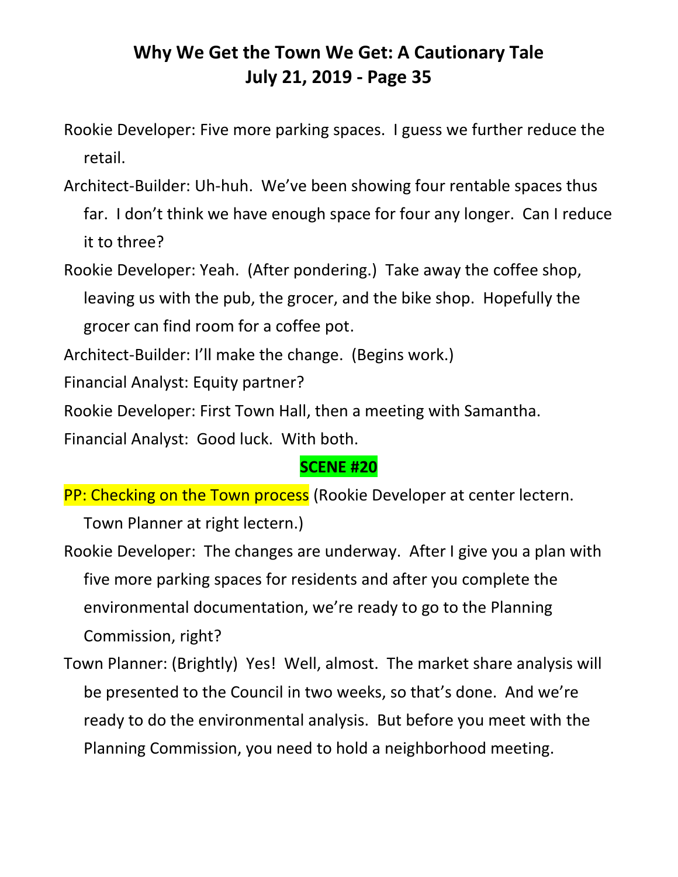Rookie Developer: Five more parking spaces. I guess we further reduce the retail.

Architect-Builder: Uh-huh. We've been showing four rentable spaces thus far. I don't think we have enough space for four any longer. Can I reduce it to three?

Rookie Developer: Yeah. (After pondering.) Take away the coffee shop, leaving us with the pub, the grocer, and the bike shop. Hopefully the grocer can find room for a coffee pot.

Architect-Builder: I'll make the change. (Begins work.)

Financial Analyst: Equity partner?

Rookie Developer: First Town Hall, then a meeting with Samantha.

Financial Analyst: Good luck. With both.

**SCENE #20**

PP: Checking on the Town process (Rookie Developer at center lectern. Town Planner at right lectern.)

Rookie Developer: The changes are underway. After I give you a plan with five more parking spaces for residents and after you complete the environmental documentation, we're ready to go to the Planning Commission, right?

Town Planner: (Brightly) Yes! Well, almost. The market share analysis will be presented to the Council in two weeks, so that's done. And we're ready to do the environmental analysis. But before you meet with the Planning Commission, you need to hold a neighborhood meeting.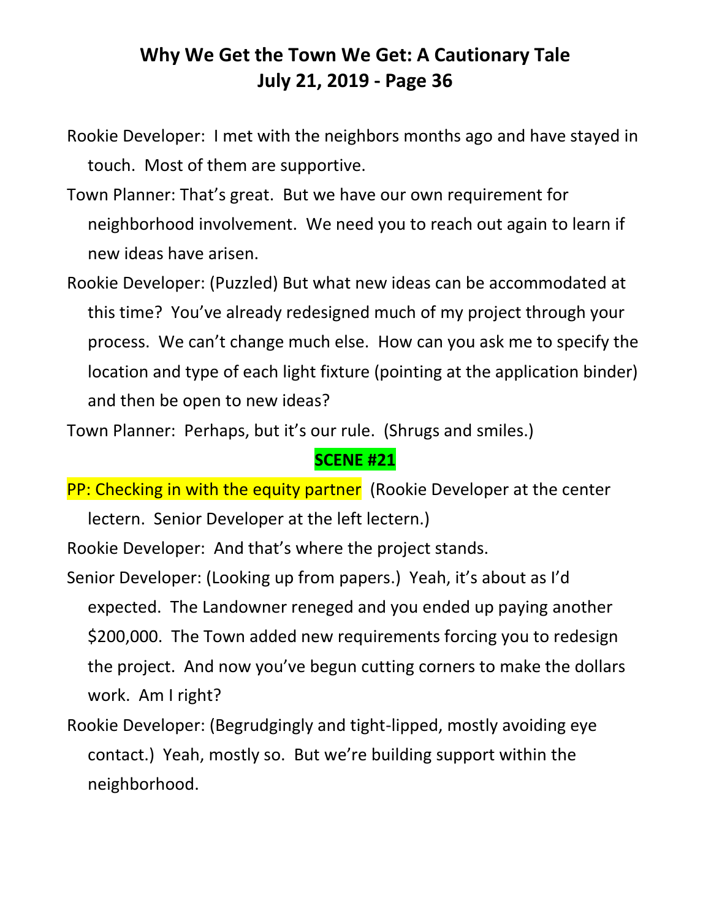Rookie Developer: I met with the neighbors months ago and have stayed in touch. Most of them are supportive.

Town Planner: That's great. But we have our own requirement for neighborhood involvement. We need you to reach out again to learn if new ideas have arisen.

Rookie Developer: (Puzzled) But what new ideas can be accommodated at this time? You've already redesigned much of my project through your process. We can't change much else. How can you ask me to specify the location and type of each light fixture (pointing at the application binder) and then be open to new ideas?

Town Planner: Perhaps, but it's our rule. (Shrugs and smiles.)

**SCENE #21**

PP: Checking in with the equity partner (Rookie Developer at the center lectern. Senior Developer at the left lectern.)

Rookie Developer: And that's where the project stands.

Senior Developer: (Looking up from papers.) Yeah, it's about as I'd expected. The Landowner reneged and you ended up paying another $200,000. The Town added new requirements forcing you to redesign the project. And now you've begun cutting corners to make the dollars work. Am I right?

Rookie Developer: (Begrudgingly and tight-lipped, mostly avoiding eye contact.) Yeah, mostly so. But we're building support within the neighborhood.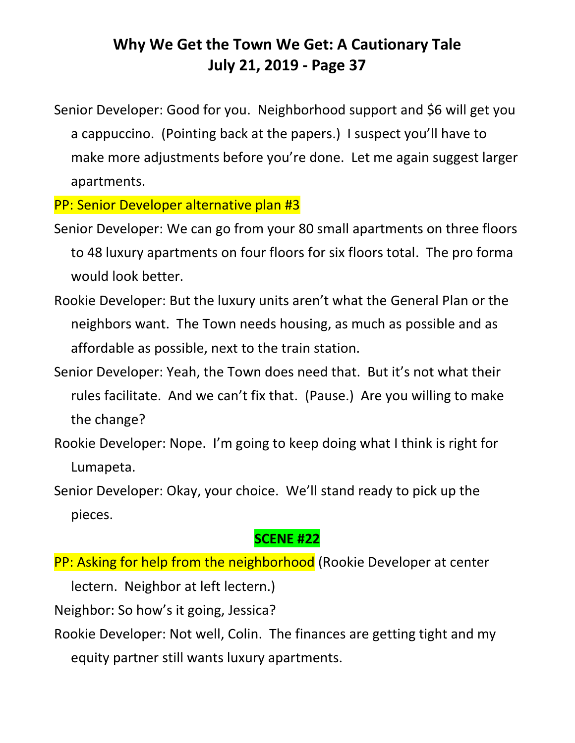Senior Developer: Good for you. Neighborhood support and $6 will get you a cappuccino. (Pointing back at the papers.) I suspect you'll have to make more adjustments before you're done. Let me again suggest larger apartments.

PP: Senior Developer alternative plan #3

Senior Developer: We can go from your 80 small apartments on three floors to 48 luxury apartments on four floors for six floors total. The pro forma would look better.

Rookie Developer: But the luxury units aren't what the General Plan or the neighbors want. The Town needs housing, as much as possible and as affordable as possible, next to the train station.

Senior Developer: Yeah, the Town does need that. But it's not what their rules facilitate. And we can't fix that. (Pause.) Are you willing to make the change?

Rookie Developer: Nope. I'm going to keep doing what I think is right for Lumapeta.

Senior Developer: Okay, your choice. We'll stand ready to pick up the pieces.

**SCENE #22**

PP: Asking for help from the neighborhood (Rookie Developer at center lectern. Neighbor at left lectern.)

Neighbor: So how's it going, Jessica?

Rookie Developer: Not well, Colin. The finances are getting tight and my equity partner still wants luxury apartments.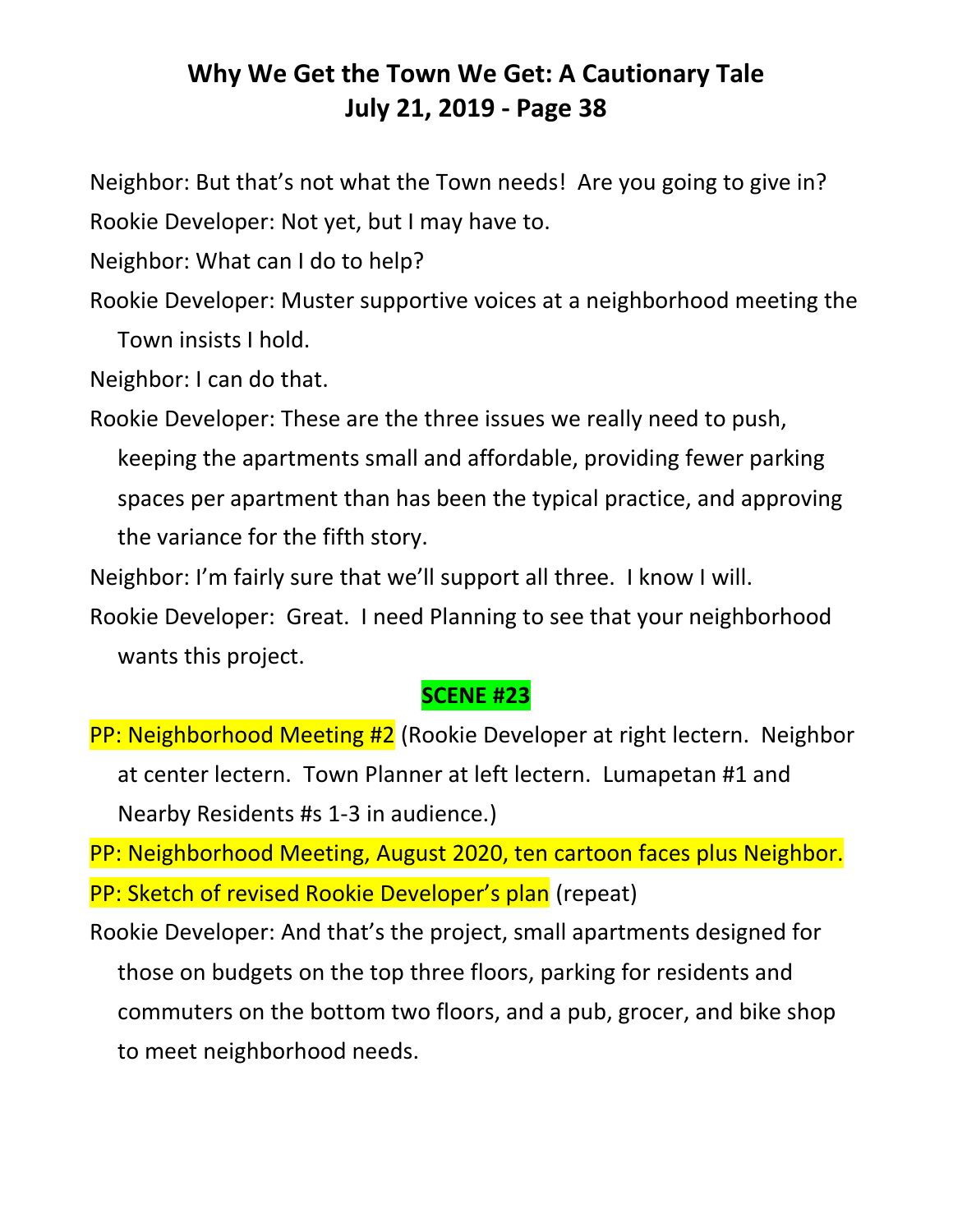Neighbor: But that's not what the Town needs! Are you going to give in?

Rookie Developer: Not yet, but I may have to.

Neighbor: What can I do to help?

Rookie Developer: Muster supportive voices at a neighborhood meeting the Town insists I hold.

Neighbor: I can do that.

Rookie Developer: These are the three issues we really need to push, keeping the apartments small and affordable, providing fewer parking spaces per apartment than has been the typical practice, and approving the variance for the fifth story.

Neighbor: I'm fairly sure that we'll support all three. I know I will.

Rookie Developer: Great. I need Planning to see that your neighborhood wants this project.

**SCENE #23**

PP: Neighborhood Meeting #2 (Rookie Developer at right lectern. Neighbor at center lectern. Town Planner at left lectern. Lumapetan #1 and Nearby Residents #s 1-3 in audience.)

PP: Neighborhood Meeting, August 2020, ten cartoon faces plus Neighbor.

PP: Sketch of revised Rookie Developer's plan (repeat)

Rookie Developer: And that's the project, small apartments designed for those on budgets on the top three floors, parking for residents and commuters on the bottom two floors, and a pub, grocer, and bike shop to meet neighborhood needs.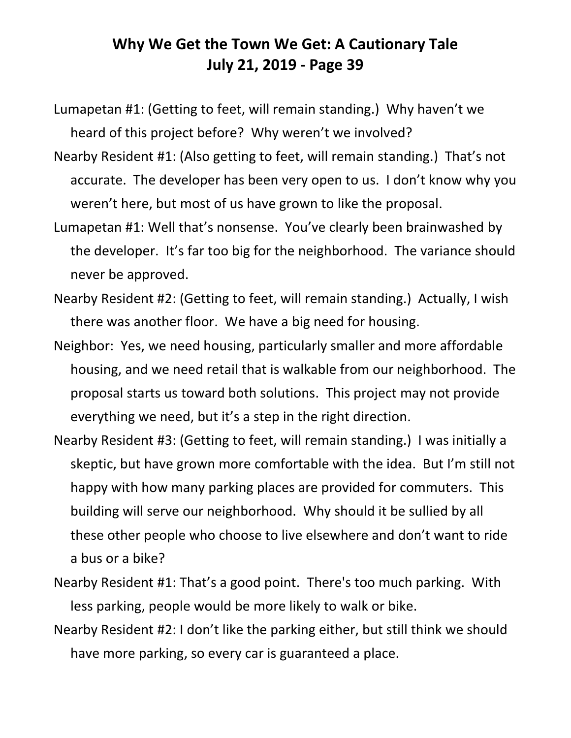Lumapetan #1: (Getting to feet, will remain standing.) Why haven't we heard of this project before? Why weren't we involved?

Nearby Resident #1: (Also getting to feet, will remain standing.) That's not accurate. The developer has been very open to us. I don't know why you weren't here, but most of us have grown to like the proposal.

Lumapetan #1: Well that's nonsense. You've clearly been brainwashed by the developer. It's far too big for the neighborhood. The variance should never be approved.

Nearby Resident #2: (Getting to feet, will remain standing.) Actually, I wish there was another floor. We have a big need for housing.

Neighbor: Yes, we need housing, particularly smaller and more affordable housing, and we need retail that is walkable from our neighborhood. The proposal starts us toward both solutions. This project may not provide everything we need, but it's a step in the right direction.

Nearby Resident #3: (Getting to feet, will remain standing.) I was initially a skeptic, but have grown more comfortable with the idea. But I'm still not happy with how many parking places are provided for commuters. This building will serve our neighborhood. Why should it be sullied by all these other people who choose to live elsewhere and don't want to ride a bus or a bike?

Nearby Resident #1: That's a good point. There's too much parking. With less parking, people would be more likely to walk or bike.

Nearby Resident #2: I don't like the parking either, but still think we should have more parking, so every car is guaranteed a place.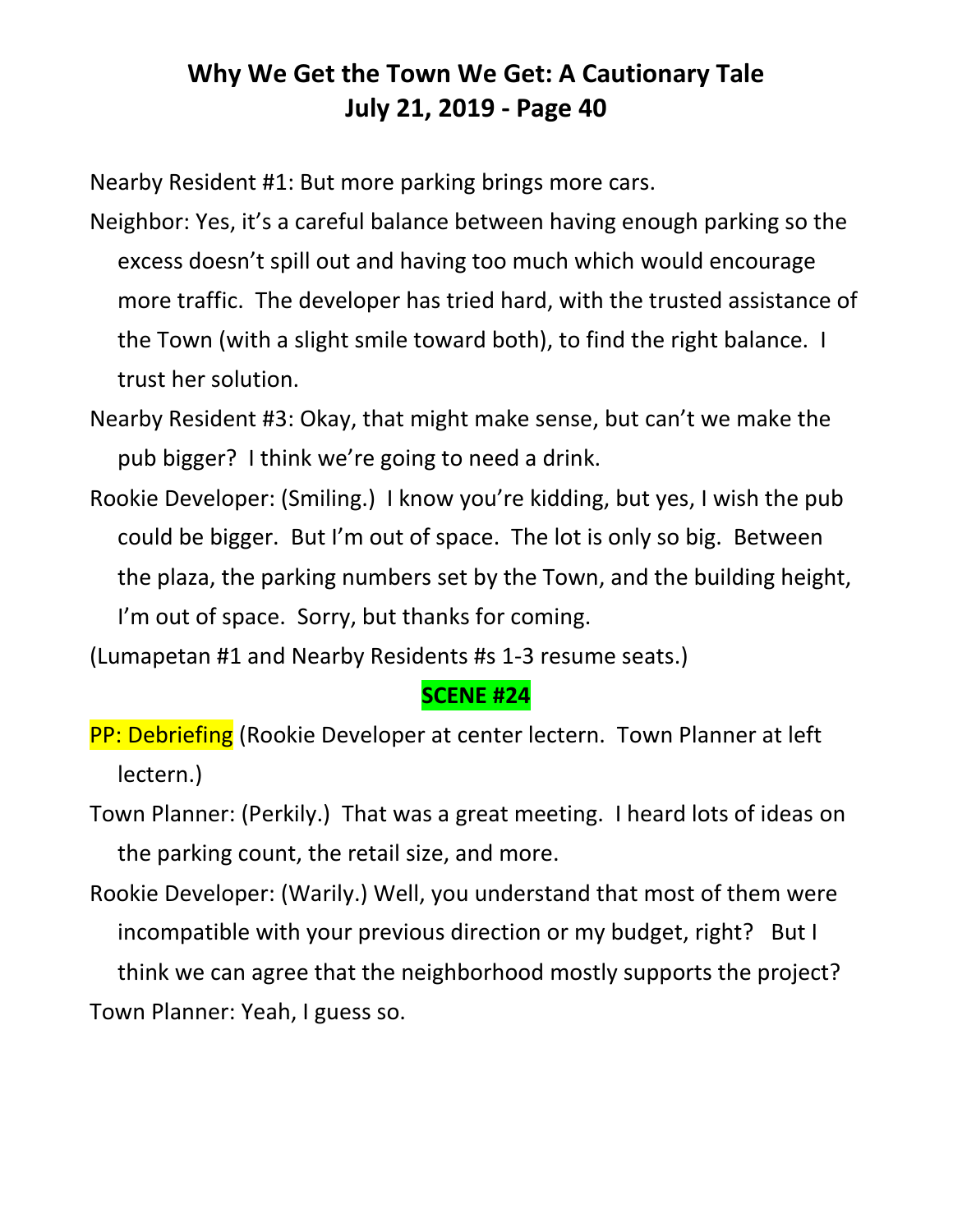Nearby Resident #1: But more parking brings more cars.

Neighbor: Yes, it's a careful balance between having enough parking so the excess doesn't spill out and having too much which would encourage more traffic. The developer has tried hard, with the trusted assistance of the Town (with a slight smile toward both), to find the right balance. I trust her solution.

Nearby Resident #3: Okay, that might make sense, but can't we make the pub bigger? I think we're going to need a drink.

Rookie Developer: (Smiling.) I know you're kidding, but yes, I wish the pub could be bigger. But I'm out of space. The lot is only so big. Between the plaza, the parking numbers set by the Town, and the building height, I'm out of space. Sorry, but thanks for coming.

(Lumapetan #1 and Nearby Residents #s 1-3 resume seats.)

**SCENE #24**

PP: Debriefing (Rookie Developer at center lectern. Town Planner at left lectern.)

Town Planner: (Perkily.) That was a great meeting. I heard lots of ideas on the parking count, the retail size, and more.

Rookie Developer: (Warily.) Well, you understand that most of them were incompatible with your previous direction or my budget, right? But I think we can agree that the neighborhood mostly supports the project?

Town Planner: Yeah, I guess so.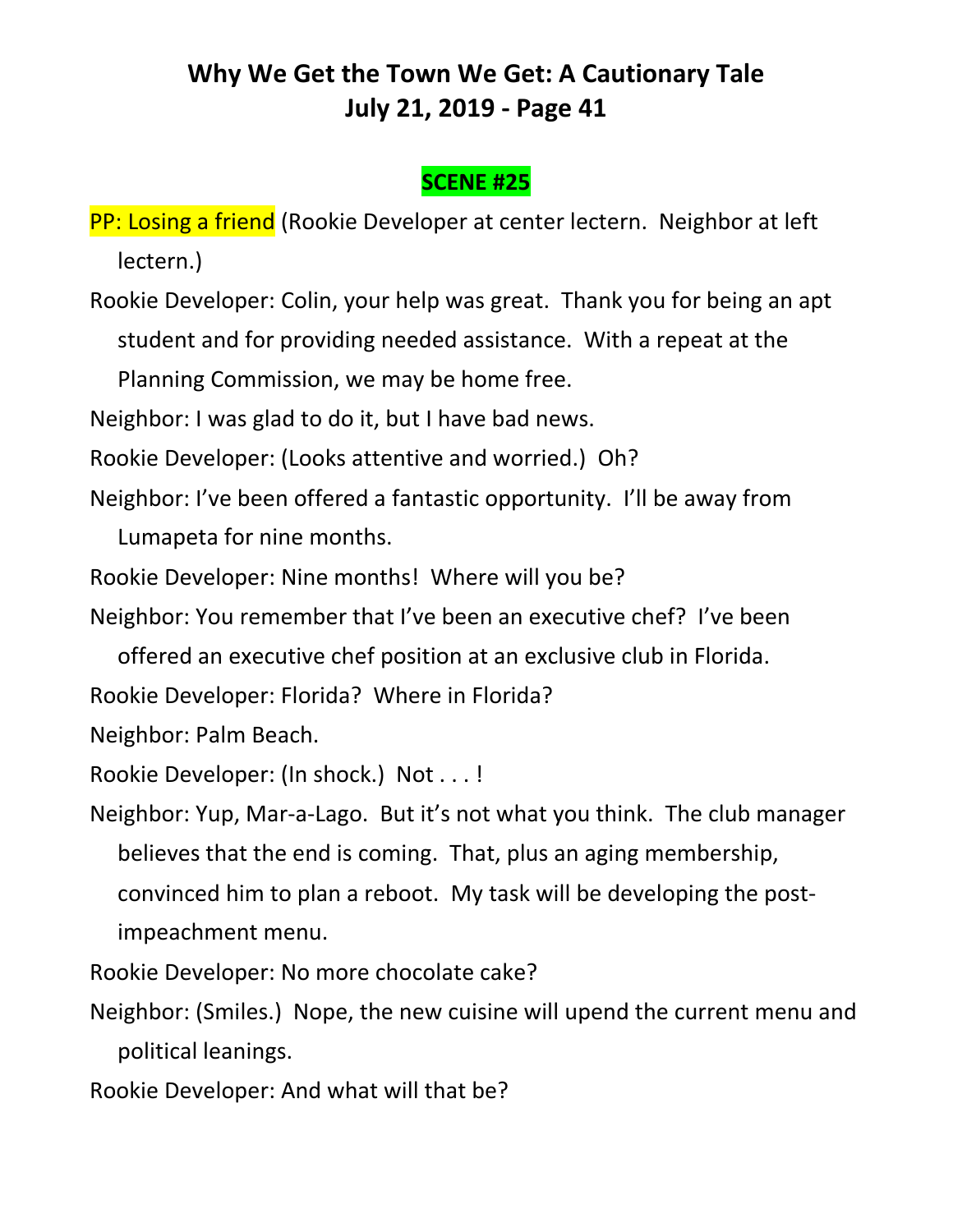# Why We Get the Town We Get: A Cautionary Tale
## July 21, 2019 - Page 41

**SCENE #25**

PP: Losing a friend (Rookie Developer at center lectern. Neighbor at left lectern.)

Rookie Developer: Colin, your help was great. Thank you for being an apt student and for providing needed assistance. With a repeat at the Planning Commission, we may be home free.

Neighbor: I was glad to do it, but I have bad news.

Rookie Developer: (Looks attentive and worried.) Oh?

Neighbor: I've been offered a fantastic opportunity. I'll be away from Lumapeta for nine months.

Rookie Developer: Nine months! Where will you be?

Neighbor: You remember that I've been an executive chef? I've been offered an executive chef position at an exclusive club in Florida.

Rookie Developer: Florida? Where in Florida?

Neighbor: Palm Beach.

Rookie Developer: (In shock.) Not . . . !

Neighbor: Yup, Mar-a-Lago. But it's not what you think. The club manager believes that the end is coming. That, plus an aging membership, convinced him to plan a reboot. My task will be developing the post-impeachment menu.

Rookie Developer: No more chocolate cake?

Neighbor: (Smiles.) Nope, the new cuisine will upend the current menu and political leanings.

Rookie Developer: And what will that be?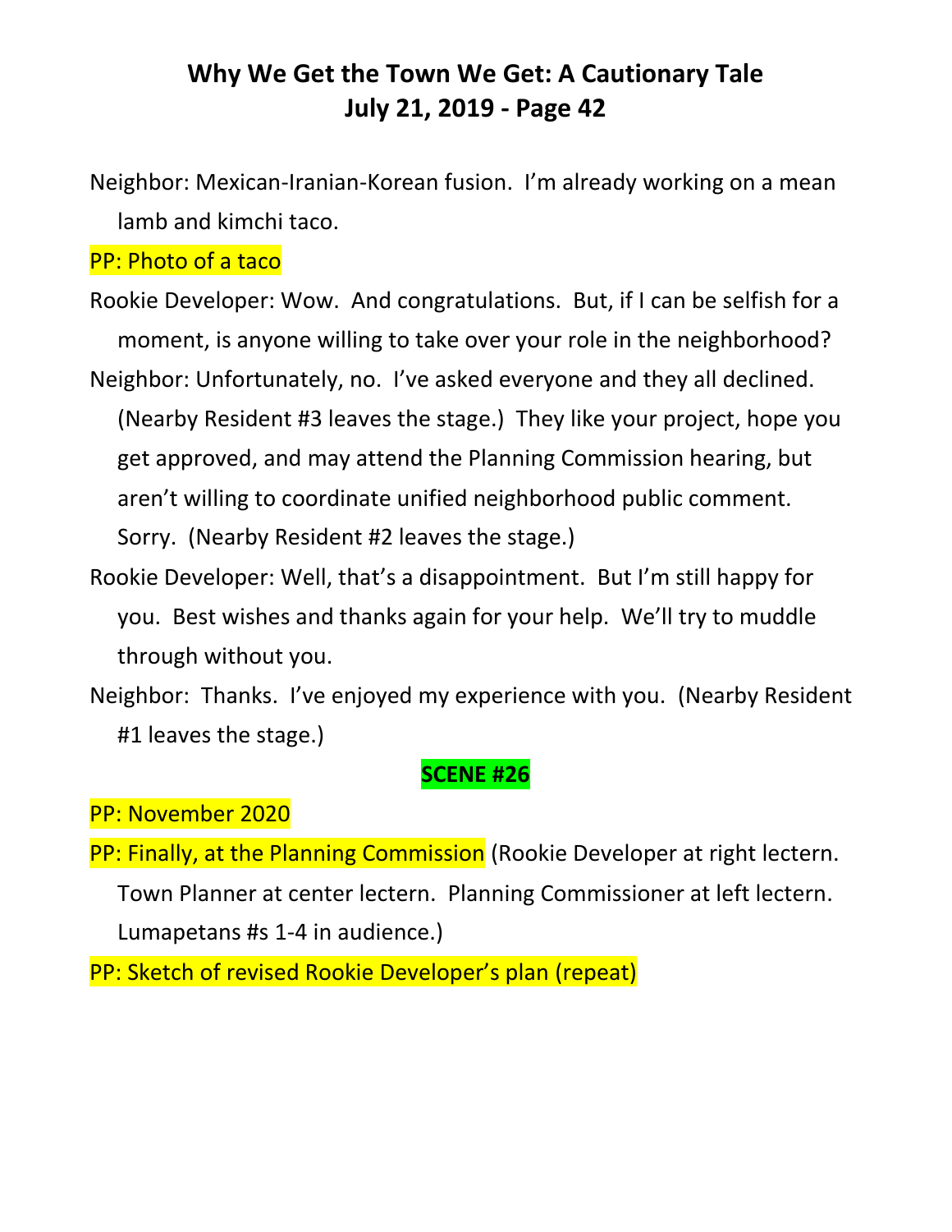Neighbor: Mexican-Iranian-Korean fusion.  I'm already working on a mean lamb and kimchi taco.

PP: Photo of a taco

Rookie Developer: Wow.  And congratulations.  But, if I can be selfish for a moment, is anyone willing to take over your role in the neighborhood?

Neighbor: Unfortunately, no.  I've asked everyone and they all declined. (Nearby Resident #3 leaves the stage.)  They like your project, hope you get approved, and may attend the Planning Commission hearing, but aren't willing to coordinate unified neighborhood public comment. Sorry.  (Nearby Resident #2 leaves the stage.)

Rookie Developer: Well, that's a disappointment.  But I'm still happy for you.  Best wishes and thanks again for your help.  We'll try to muddle through without you.

Neighbor:  Thanks.  I've enjoyed my experience with you.  (Nearby Resident #1 leaves the stage.)

**SCENE #26**

PP: November 2020

PP: Finally, at the Planning Commission (Rookie Developer at right lectern. Town Planner at center lectern.  Planning Commissioner at left lectern. Lumapetans #s 1-4 in audience.)

PP: Sketch of revised Rookie Developer's plan (repeat)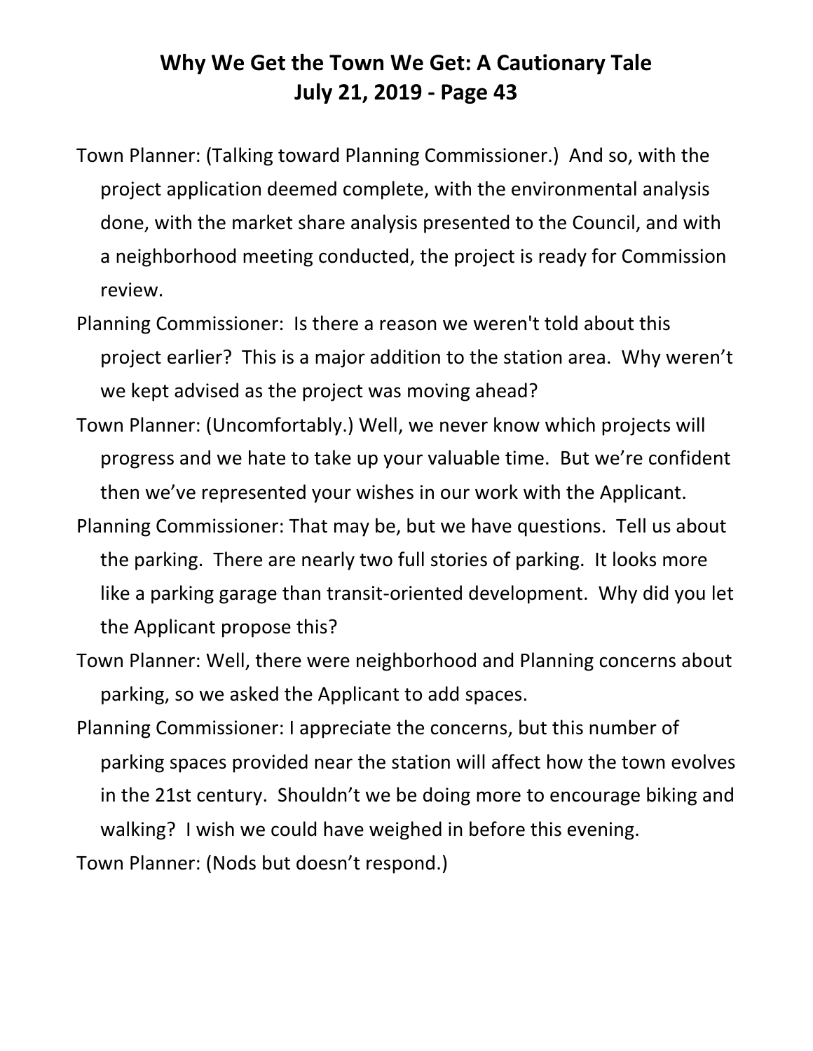Town Planner: (Talking toward Planning Commissioner.) And so, with the project application deemed complete, with the environmental analysis done, with the market share analysis presented to the Council, and with a neighborhood meeting conducted, the project is ready for Commission review.

Planning Commissioner: Is there a reason we weren't told about this project earlier? This is a major addition to the station area. Why weren't we kept advised as the project was moving ahead?

Town Planner: (Uncomfortably.) Well, we never know which projects will progress and we hate to take up your valuable time. But we're confident then we've represented your wishes in our work with the Applicant.

Planning Commissioner: That may be, but we have questions. Tell us about the parking. There are nearly two full stories of parking. It looks more like a parking garage than transit-oriented development. Why did you let the Applicant propose this?

Town Planner: Well, there were neighborhood and Planning concerns about parking, so we asked the Applicant to add spaces.

Planning Commissioner: I appreciate the concerns, but this number of parking spaces provided near the station will affect how the town evolves in the 21st century. Shouldn't we be doing more to encourage biking and walking? I wish we could have weighed in before this evening.

Town Planner: (Nods but doesn't respond.)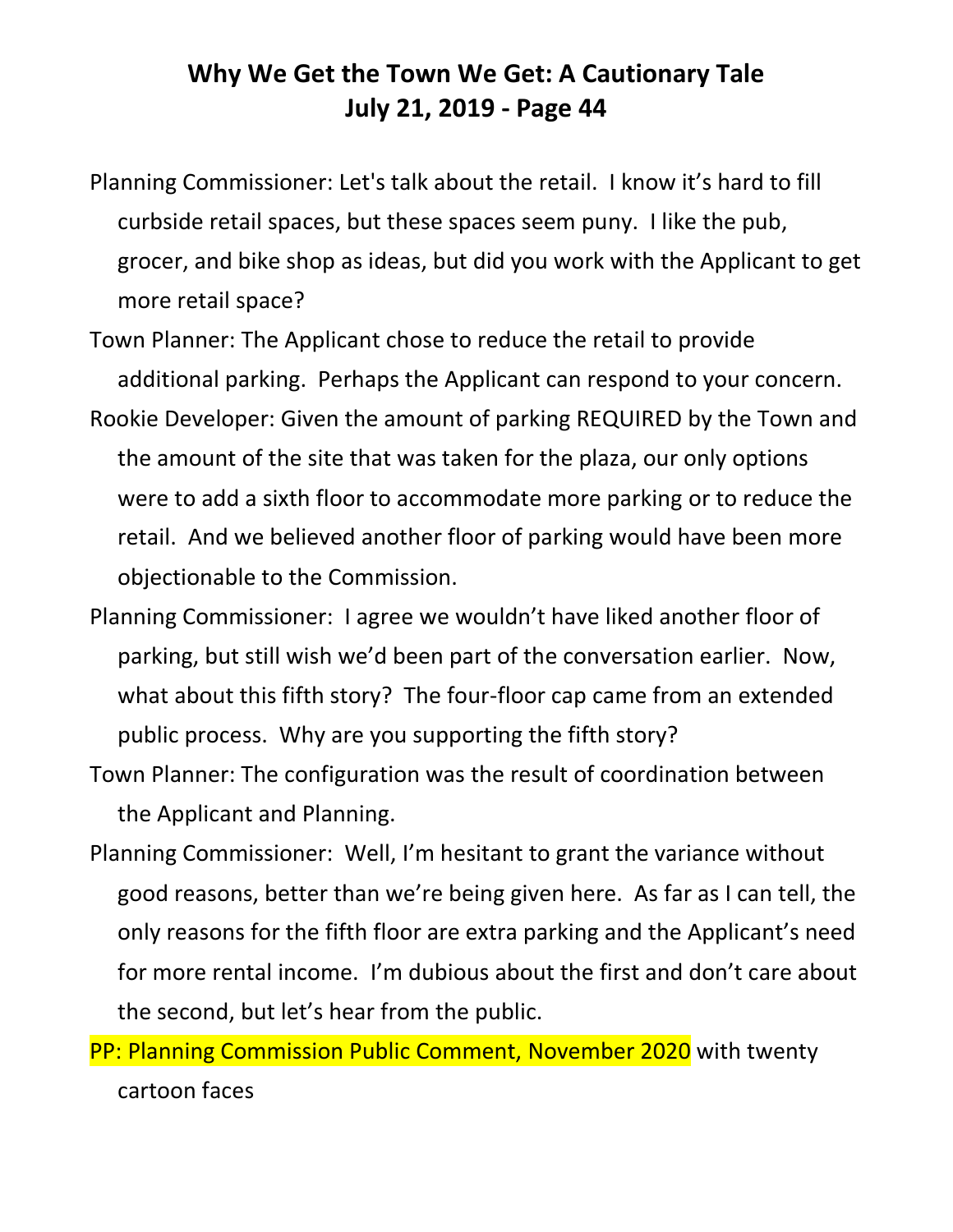# Why We Get the Town We Get: A Cautionary Tale
## July 21, 2019 - Page 44

Planning Commissioner: Let's talk about the retail. I know it's hard to fill curbside retail spaces, but these spaces seem puny. I like the pub, grocer, and bike shop as ideas, but did you work with the Applicant to get more retail space?

Town Planner: The Applicant chose to reduce the retail to provide additional parking. Perhaps the Applicant can respond to your concern.

Rookie Developer: Given the amount of parking REQUIRED by the Town and the amount of the site that was taken for the plaza, our only options were to add a sixth floor to accommodate more parking or to reduce the retail. And we believed another floor of parking would have been more objectionable to the Commission.

Planning Commissioner: I agree we wouldn't have liked another floor of parking, but still wish we'd been part of the conversation earlier. Now, what about this fifth story? The four-floor cap came from an extended public process. Why are you supporting the fifth story?

Town Planner: The configuration was the result of coordination between the Applicant and Planning.

Planning Commissioner: Well, I'm hesitant to grant the variance without good reasons, better than we're being given here. As far as I can tell, the only reasons for the fifth floor are extra parking and the Applicant's need for more rental income. I'm dubious about the first and don't care about the second, but let's hear from the public.

PP: Planning Commission Public Comment, November 2020 with twenty cartoon faces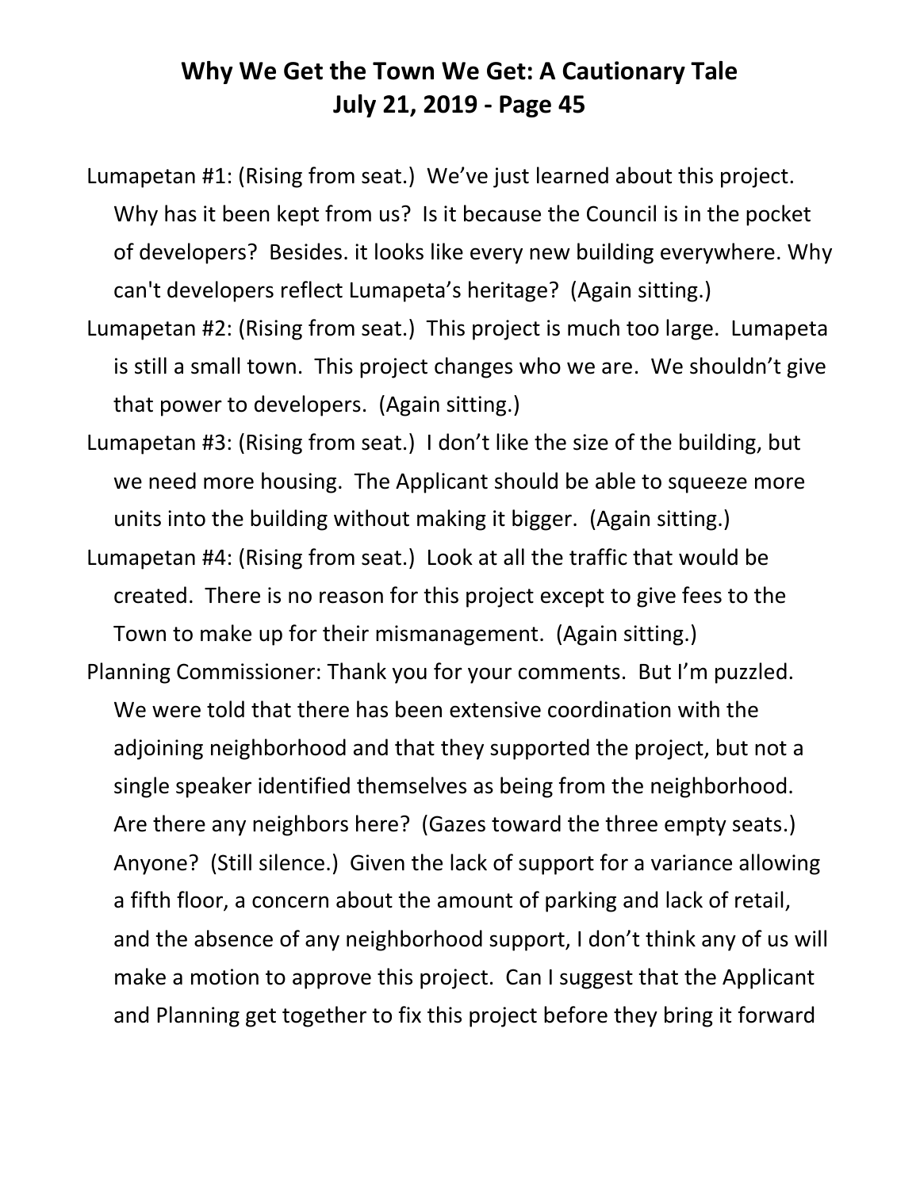Lumapetan #1: (Rising from seat.) We've just learned about this project. Why has it been kept from us? Is it because the Council is in the pocket of developers? Besides. it looks like every new building everywhere. Why can't developers reflect Lumapeta's heritage? (Again sitting.)

Lumapetan #2: (Rising from seat.) This project is much too large. Lumapeta is still a small town. This project changes who we are. We shouldn't give that power to developers. (Again sitting.)

Lumapetan #3: (Rising from seat.) I don't like the size of the building, but we need more housing. The Applicant should be able to squeeze more units into the building without making it bigger. (Again sitting.)

Lumapetan #4: (Rising from seat.) Look at all the traffic that would be created. There is no reason for this project except to give fees to the Town to make up for their mismanagement. (Again sitting.)

Planning Commissioner: Thank you for your comments. But I'm puzzled. We were told that there has been extensive coordination with the adjoining neighborhood and that they supported the project, but not a single speaker identified themselves as being from the neighborhood. Are there any neighbors here? (Gazes toward the three empty seats.) Anyone? (Still silence.) Given the lack of support for a variance allowing a fifth floor, a concern about the amount of parking and lack of retail, and the absence of any neighborhood support, I don't think any of us will make a motion to approve this project. Can I suggest that the Applicant and Planning get together to fix this project before they bring it forward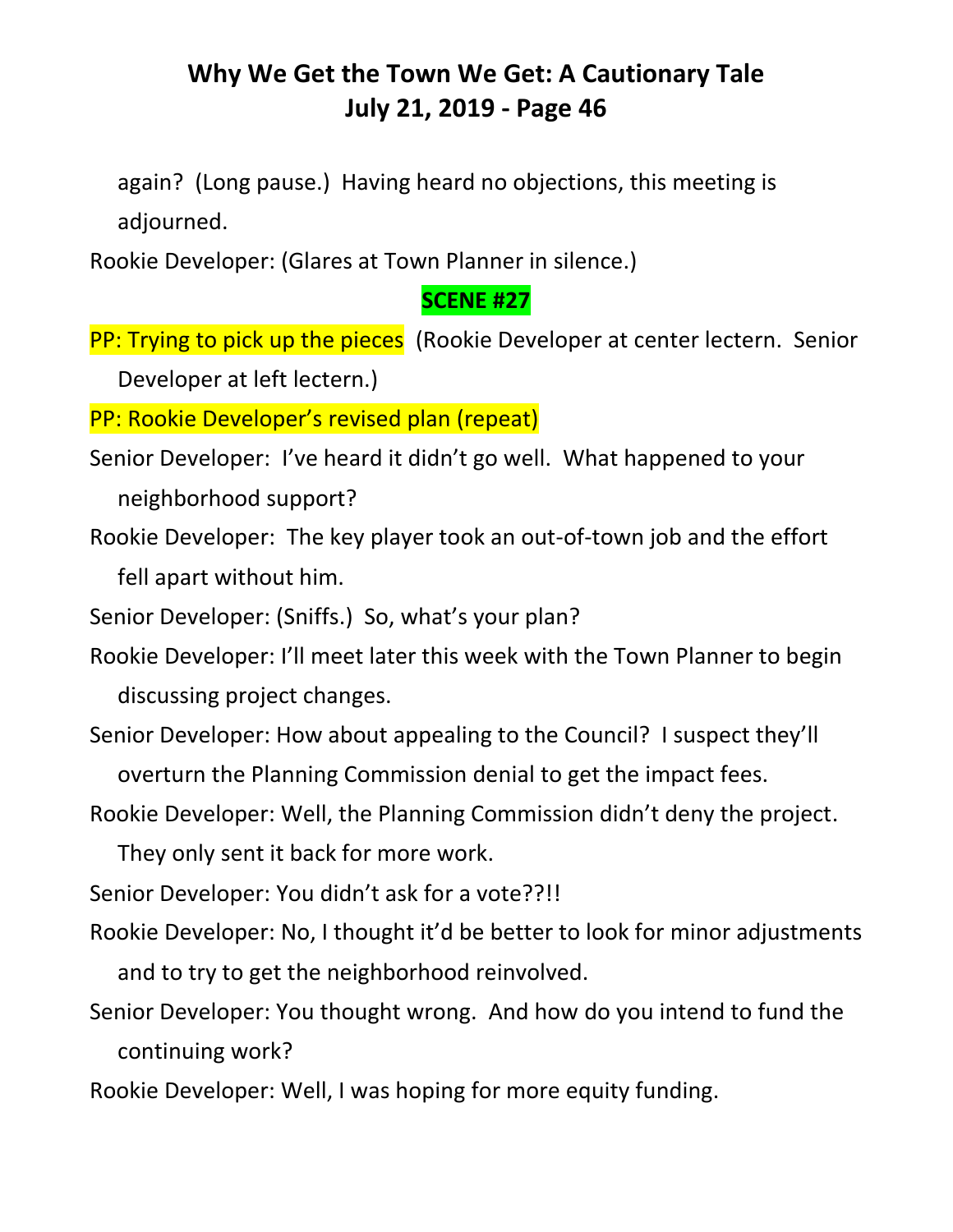again? (Long pause.) Having heard no objections, this meeting is adjourned.

Rookie Developer: (Glares at Town Planner in silence.)

## SCENE #27

PP: Trying to pick up the pieces (Rookie Developer at center lectern. Senior Developer at left lectern.)

PP: Rookie Developer's revised plan (repeat)

Senior Developer: I've heard it didn't go well. What happened to your neighborhood support?

Rookie Developer: The key player took an out-of-town job and the effort fell apart without him.

Senior Developer: (Sniffs.) So, what's your plan?

Rookie Developer: I'll meet later this week with the Town Planner to begin discussing project changes.

Senior Developer: How about appealing to the Council? I suspect they'll overturn the Planning Commission denial to get the impact fees.

Rookie Developer: Well, the Planning Commission didn't deny the project. They only sent it back for more work.

Senior Developer: You didn't ask for a vote??!!

Rookie Developer: No, I thought it'd be better to look for minor adjustments and to try to get the neighborhood reinvolved.

Senior Developer: You thought wrong. And how do you intend to fund the continuing work?

Rookie Developer: Well, I was hoping for more equity funding.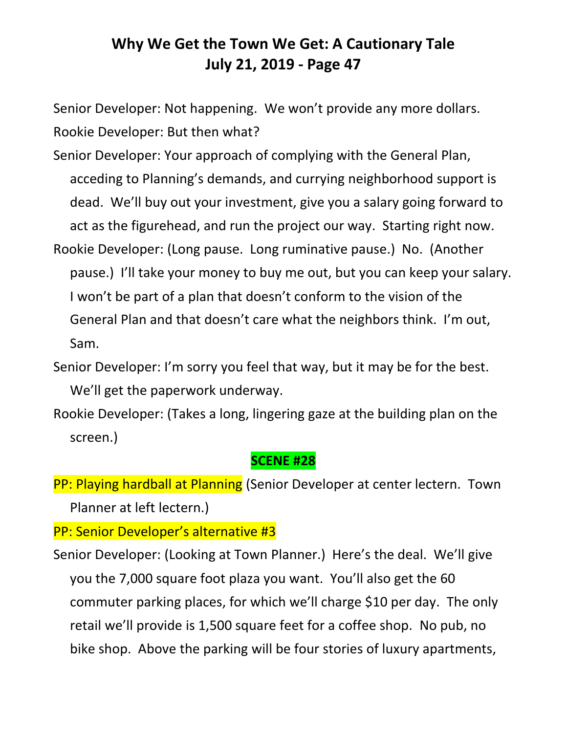Senior Developer: Not happening. We won't provide any more dollars.

Rookie Developer: But then what?

Senior Developer: Your approach of complying with the General Plan, acceding to Planning's demands, and currying neighborhood support is dead. We'll buy out your investment, give you a salary going forward to act as the figurehead, and run the project our way. Starting right now.

Rookie Developer: (Long pause. Long ruminative pause.) No. (Another pause.) I'll take your money to buy me out, but you can keep your salary. I won't be part of a plan that doesn't conform to the vision of the General Plan and that doesn't care what the neighbors think. I'm out, Sam.

Senior Developer: I'm sorry you feel that way, but it may be for the best. We'll get the paperwork underway.

Rookie Developer: (Takes a long, lingering gaze at the building plan on the screen.)

**SCENE #28**

PP: Playing hardball at Planning (Senior Developer at center lectern. Town Planner at left lectern.)

PP: Senior Developer's alternative #3

Senior Developer: (Looking at Town Planner.) Here's the deal. We'll give you the 7,000 square foot plaza you want. You'll also get the 60 commuter parking places, for which we'll charge $10 per day. The only retail we'll provide is 1,500 square feet for a coffee shop. No pub, no bike shop. Above the parking will be four stories of luxury apartments,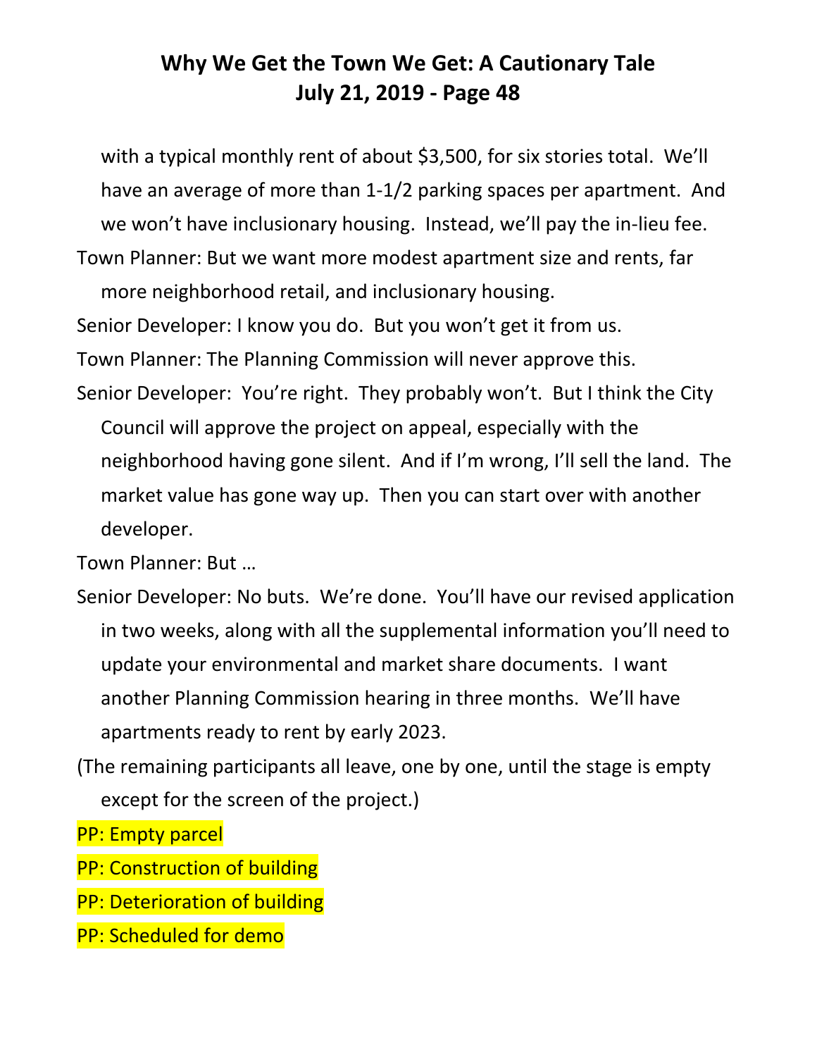with a typical monthly rent of about $3,500, for six stories total. We'll have an average of more than 1-1/2 parking spaces per apartment. And we won't have inclusionary housing. Instead, we'll pay the in-lieu fee.

Town Planner: But we want more modest apartment size and rents, far more neighborhood retail, and inclusionary housing.

Senior Developer: I know you do. But you won't get it from us.

Town Planner: The Planning Commission will never approve this.

Senior Developer: You're right. They probably won't. But I think the City Council will approve the project on appeal, especially with the neighborhood having gone silent. And if I'm wrong, I'll sell the land. The market value has gone way up. Then you can start over with another developer.

Town Planner: But …

Senior Developer: No buts. We're done. You'll have our revised application in two weeks, along with all the supplemental information you'll need to update your environmental and market share documents. I want another Planning Commission hearing in three months. We'll have apartments ready to rent by early 2023.

(The remaining participants all leave, one by one, until the stage is empty except for the screen of the project.)

PP: Empty parcel

PP: Construction of building

PP: Deterioration of building

PP: Scheduled for demo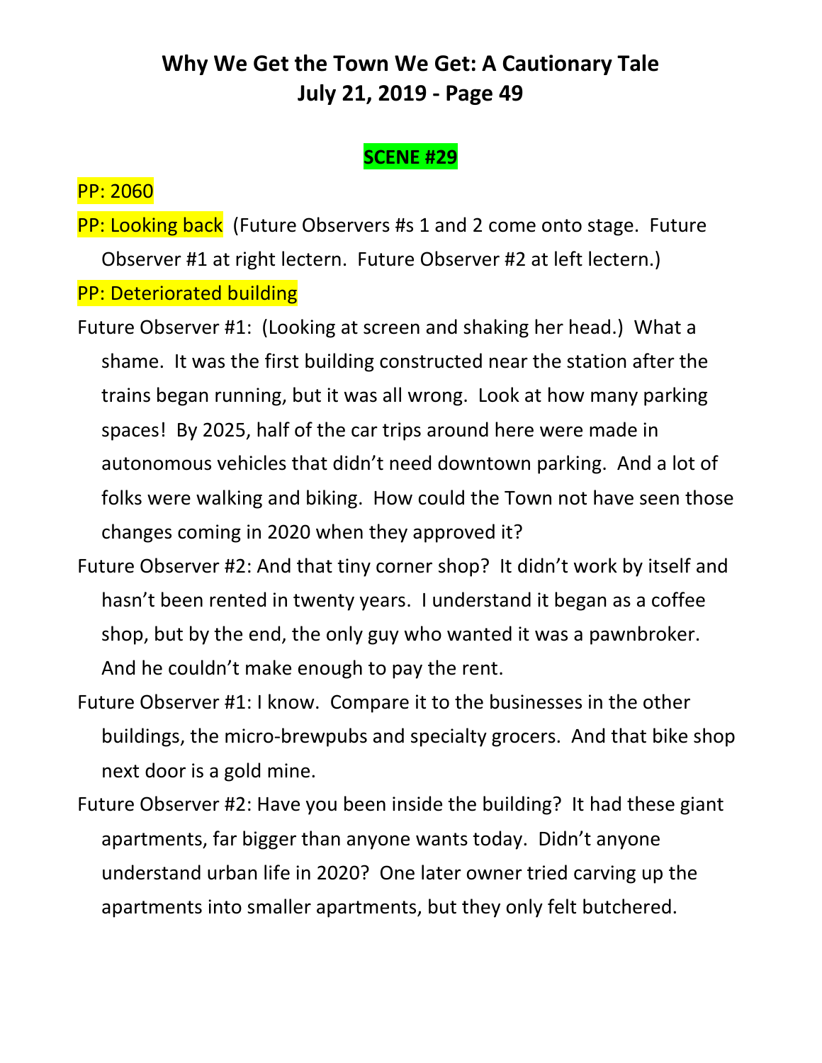**SCENE #29**

PP: 2060

PP: Looking back (Future Observers #s 1 and 2 come onto stage. Future Observer #1 at right lectern. Future Observer #2 at left lectern.)

PP: Deteriorated building

Future Observer #1: (Looking at screen and shaking her head.) What a shame. It was the first building constructed near the station after the trains began running, but it was all wrong. Look at how many parking spaces! By 2025, half of the car trips around here were made in autonomous vehicles that didn't need downtown parking. And a lot of folks were walking and biking. How could the Town not have seen those changes coming in 2020 when they approved it?

Future Observer #2: And that tiny corner shop? It didn't work by itself and hasn't been rented in twenty years. I understand it began as a coffee shop, but by the end, the only guy who wanted it was a pawnbroker. And he couldn't make enough to pay the rent.

Future Observer #1: I know. Compare it to the businesses in the other buildings, the micro-brewpubs and specialty grocers. And that bike shop next door is a gold mine.

Future Observer #2: Have you been inside the building? It had these giant apartments, far bigger than anyone wants today. Didn't anyone understand urban life in 2020? One later owner tried carving up the apartments into smaller apartments, but they only felt butchered.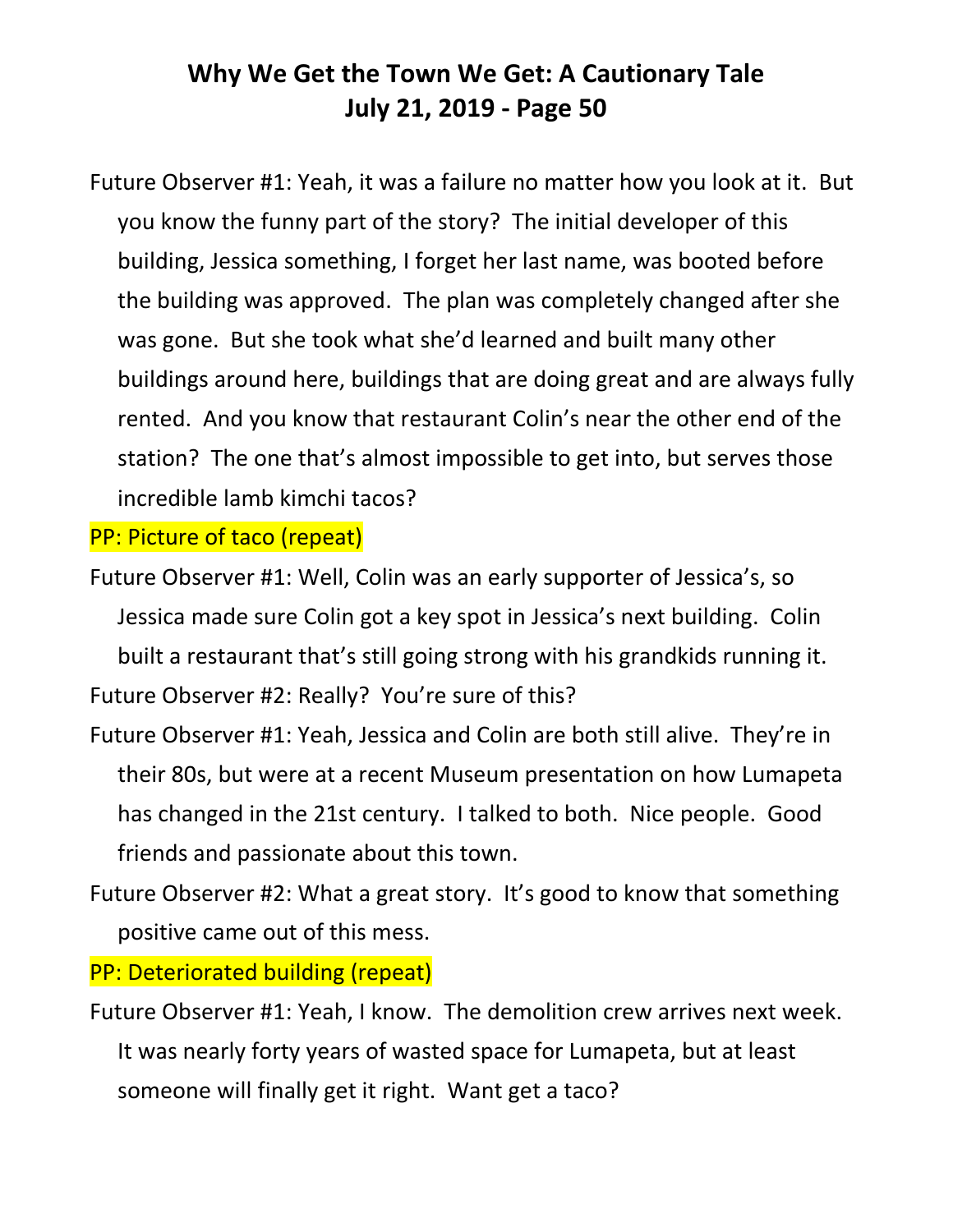# Why We Get the Town We Get: A Cautionary Tale
## July 21, 2019 - Page 50

Future Observer #1: Yeah, it was a failure no matter how you look at it. But you know the funny part of the story? The initial developer of this building, Jessica something, I forget her last name, was booted before the building was approved. The plan was completely changed after she was gone. But she took what she'd learned and built many other buildings around here, buildings that are doing great and are always fully rented. And you know that restaurant Colin's near the other end of the station? The one that's almost impossible to get into, but serves those incredible lamb kimchi tacos?

PP: Picture of taco (repeat)

Future Observer #1: Well, Colin was an early supporter of Jessica's, so Jessica made sure Colin got a key spot in Jessica's next building. Colin built a restaurant that's still going strong with his grandkids running it.

Future Observer #2: Really? You're sure of this?

Future Observer #1: Yeah, Jessica and Colin are both still alive. They're in their 80s, but were at a recent Museum presentation on how Lumapeta has changed in the 21st century. I talked to both. Nice people. Good friends and passionate about this town.

Future Observer #2: What a great story. It's good to know that something positive came out of this mess.

PP: Deteriorated building (repeat)

Future Observer #1: Yeah, I know. The demolition crew arrives next week. It was nearly forty years of wasted space for Lumapeta, but at least someone will finally get it right. Want get a taco?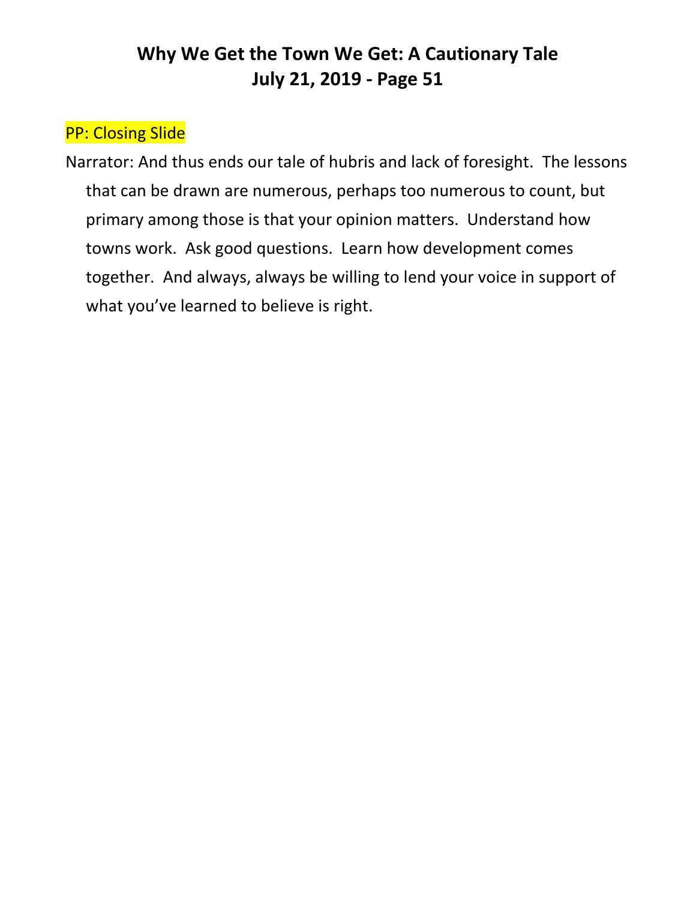PP: Closing Slide

Narrator: And thus ends our tale of hubris and lack of foresight. The lessons that can be drawn are numerous, perhaps too numerous to count, but primary among those is that your opinion matters. Understand how towns work. Ask good questions. Learn how development comes together. And always, always be willing to lend your voice in support of what you've learned to believe is right.